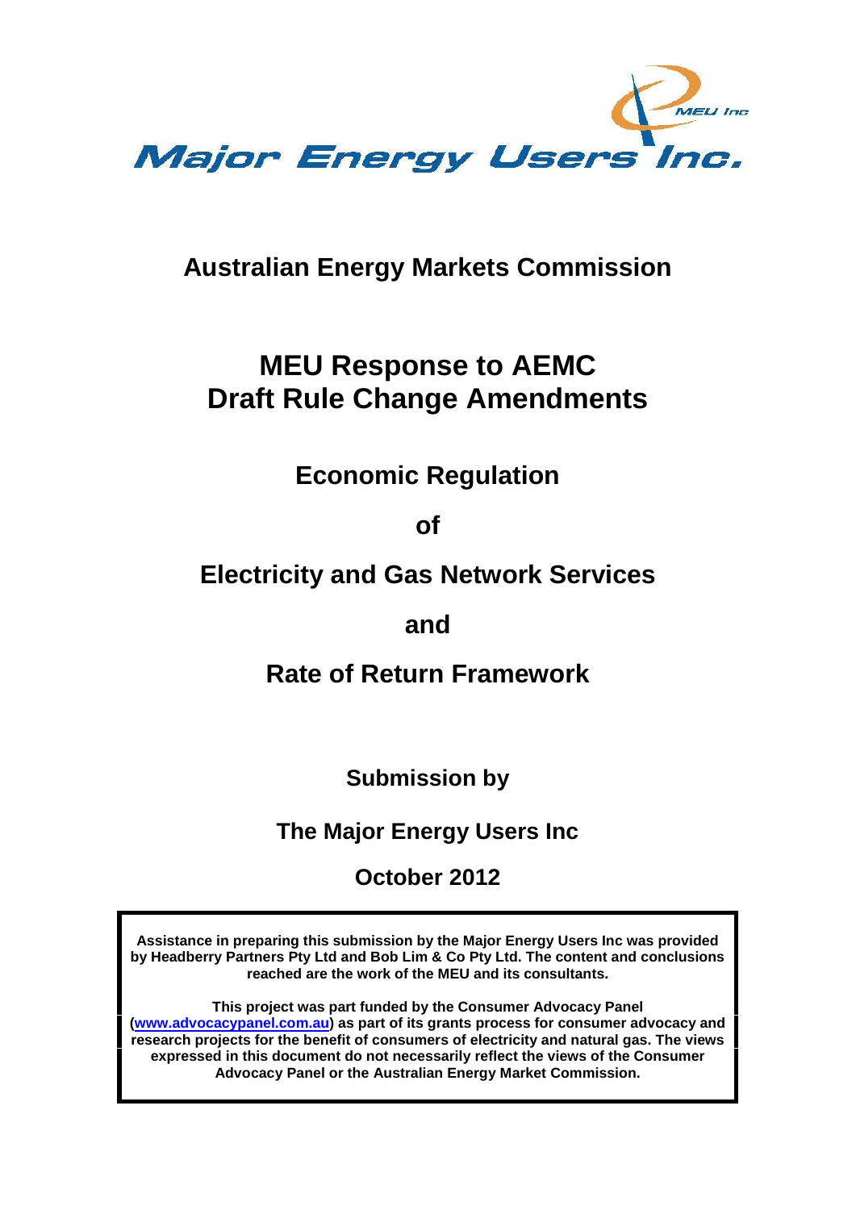Major Energy Users Inc.

## Australian Energy Markets Commission

# MEU Response to AEMC Draft Rule Change Amendments

## Economic Regulation

## of

## Electricity and Gas Network Services

## and

## Rate of Return Framework

**Submission by**

**The Major Energy Users Inc**

**October 2012**

**Assistance in preparing this submission by the Major Energy Users Inc was provided by Headberry Partners Pty Ltd and Bob Lim & Co Pty Ltd. The content and conclusions reached are the work of the MEU and its consultants.**

**This project was part funded by the Consumer Advocacy Panel (www.advocacypanel.com.au) as part of its grants process for consumer advocacy and research projects for the benefit of consumers of electricity and natural gas. The views expressed in this document do not necessarily reflect the views of the Consumer Advocacy Panel or the Australian Energy Market Commission.**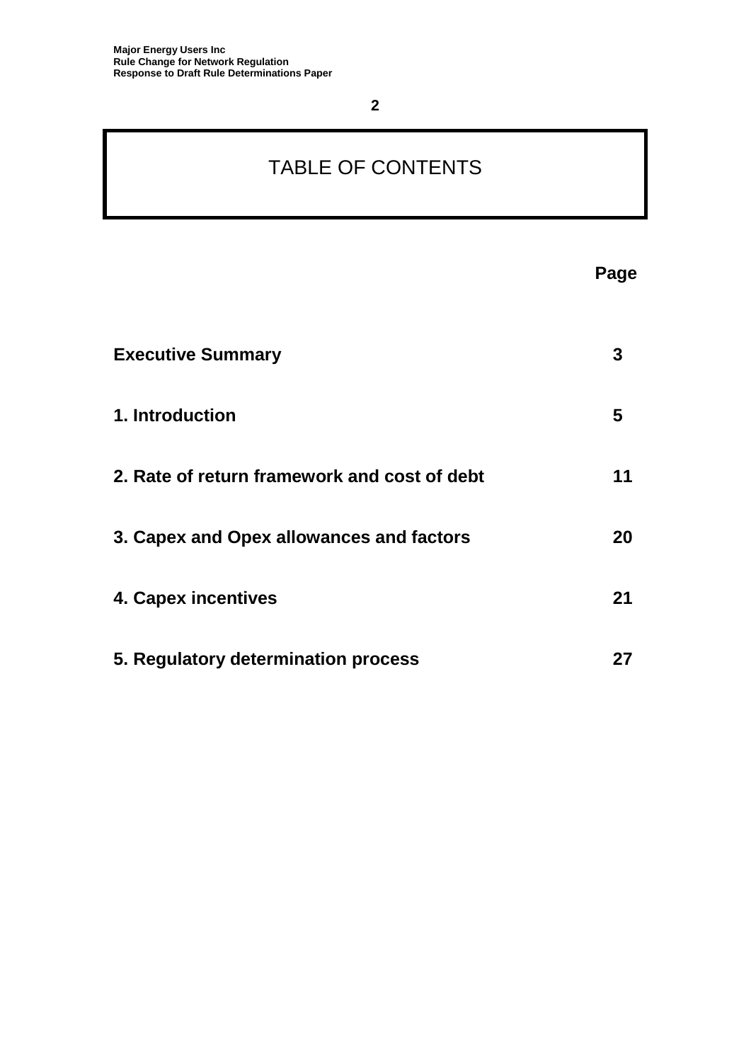# TABLE OF CONTENTS

| | Page |
|---|---|
| **Executive Summary** | **3** |
| **1. Introduction** | **5** |
| **2. Rate of return framework and cost of debt** | **11** |
| **3. Capex and Opex allowances and factors** | **20** |
| **4. Capex incentives** | **21** |
| **5. Regulatory determination process** | **27** |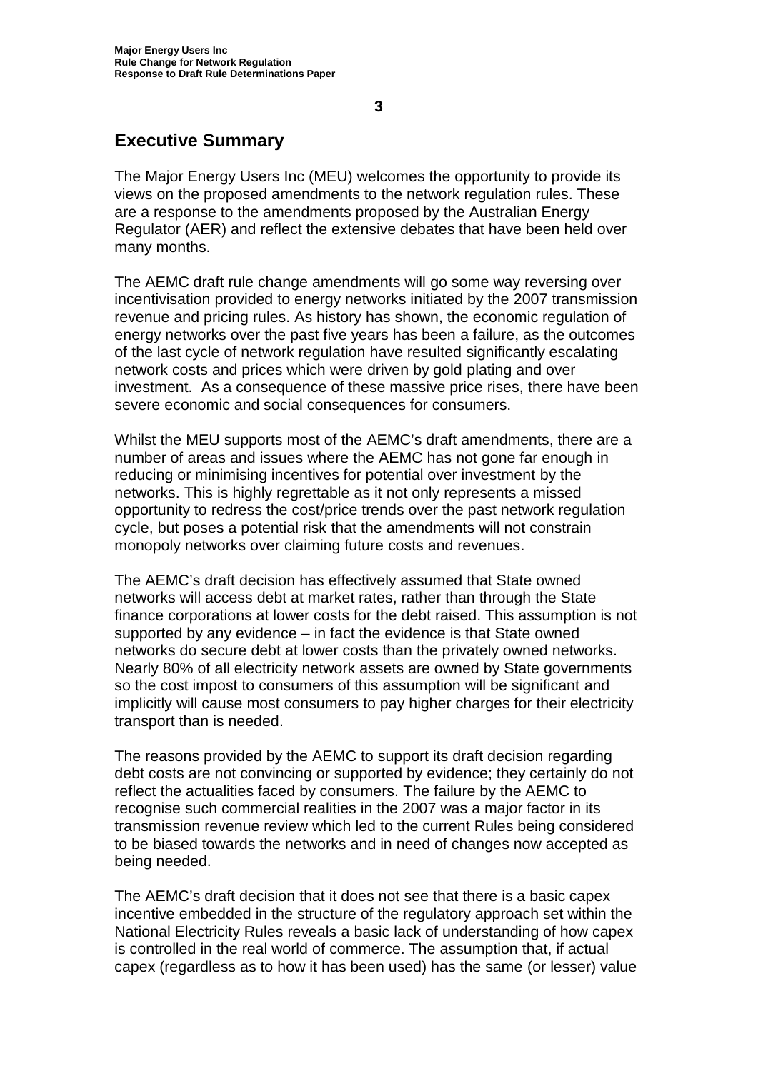## Executive Summary

The Major Energy Users Inc (MEU) welcomes the opportunity to provide its views on the proposed amendments to the network regulation rules. These are a response to the amendments proposed by the Australian Energy Regulator (AER) and reflect the extensive debates that have been held over many months.

The AEMC draft rule change amendments will go some way reversing over incentivisation provided to energy networks initiated by the 2007 transmission revenue and pricing rules. As history has shown, the economic regulation of energy networks over the past five years has been a failure, as the outcomes of the last cycle of network regulation have resulted significantly escalating network costs and prices which were driven by gold plating and over investment. As a consequence of these massive price rises, there have been severe economic and social consequences for consumers.

Whilst the MEU supports most of the AEMC's draft amendments, there are a number of areas and issues where the AEMC has not gone far enough in reducing or minimising incentives for potential over investment by the networks. This is highly regrettable as it not only represents a missed opportunity to redress the cost/price trends over the past network regulation cycle, but poses a potential risk that the amendments will not constrain monopoly networks over claiming future costs and revenues.

The AEMC's draft decision has effectively assumed that State owned networks will access debt at market rates, rather than through the State finance corporations at lower costs for the debt raised. This assumption is not supported by any evidence – in fact the evidence is that State owned networks do secure debt at lower costs than the privately owned networks. Nearly 80% of all electricity network assets are owned by State governments so the cost impost to consumers of this assumption will be significant and implicitly will cause most consumers to pay higher charges for their electricity transport than is needed.

The reasons provided by the AEMC to support its draft decision regarding debt costs are not convincing or supported by evidence; they certainly do not reflect the actualities faced by consumers. The failure by the AEMC to recognise such commercial realities in the 2007 was a major factor in its transmission revenue review which led to the current Rules being considered to be biased towards the networks and in need of changes now accepted as being needed.

The AEMC's draft decision that it does not see that there is a basic capex incentive embedded in the structure of the regulatory approach set within the National Electricity Rules reveals a basic lack of understanding of how capex is controlled in the real world of commerce. The assumption that, if actual capex (regardless as to how it has been used) has the same (or lesser) value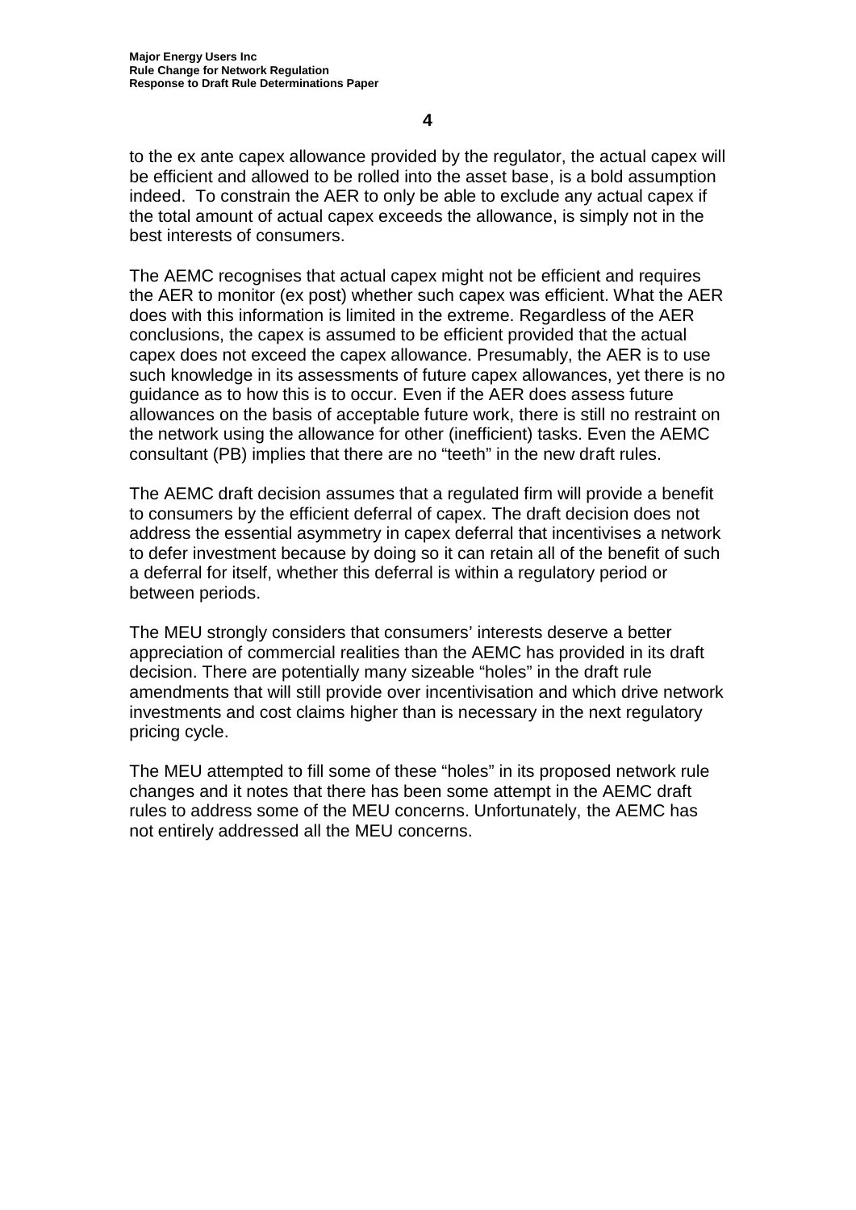to the ex ante capex allowance provided by the regulator, the actual capex will be efficient and allowed to be rolled into the asset base, is a bold assumption indeed. To constrain the AER to only be able to exclude any actual capex if the total amount of actual capex exceeds the allowance, is simply not in the best interests of consumers.

The AEMC recognises that actual capex might not be efficient and requires the AER to monitor (ex post) whether such capex was efficient. What the AER does with this information is limited in the extreme. Regardless of the AER conclusions, the capex is assumed to be efficient provided that the actual capex does not exceed the capex allowance. Presumably, the AER is to use such knowledge in its assessments of future capex allowances, yet there is no guidance as to how this is to occur. Even if the AER does assess future allowances on the basis of acceptable future work, there is still no restraint on the network using the allowance for other (inefficient) tasks. Even the AEMC consultant (PB) implies that there are no "teeth" in the new draft rules.

The AEMC draft decision assumes that a regulated firm will provide a benefit to consumers by the efficient deferral of capex. The draft decision does not address the essential asymmetry in capex deferral that incentivises a network to defer investment because by doing so it can retain all of the benefit of such a deferral for itself, whether this deferral is within a regulatory period or between periods.

The MEU strongly considers that consumers' interests deserve a better appreciation of commercial realities than the AEMC has provided in its draft decision. There are potentially many sizeable "holes" in the draft rule amendments that will still provide over incentivisation and which drive network investments and cost claims higher than is necessary in the next regulatory pricing cycle.

The MEU attempted to fill some of these "holes" in its proposed network rule changes and it notes that there has been some attempt in the AEMC draft rules to address some of the MEU concerns. Unfortunately, the AEMC has not entirely addressed all the MEU concerns.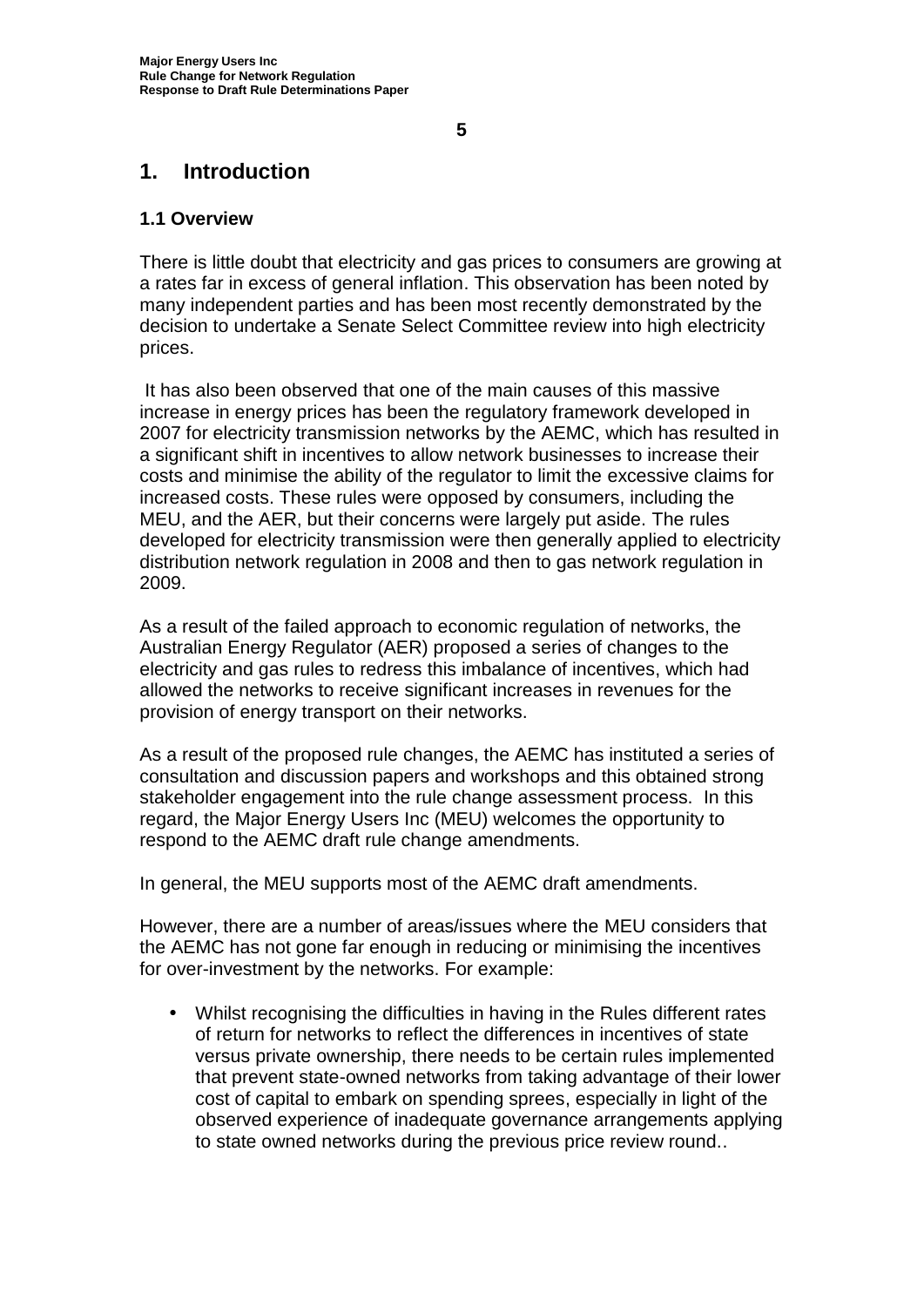# 1. Introduction

## 1.1 Overview

There is little doubt that electricity and gas prices to consumers are growing at a rates far in excess of general inflation. This observation has been noted by many independent parties and has been most recently demonstrated by the decision to undertake a Senate Select Committee review into high electricity prices.

It has also been observed that one of the main causes of this massive increase in energy prices has been the regulatory framework developed in 2007 for electricity transmission networks by the AEMC, which has resulted in a significant shift in incentives to allow network businesses to increase their costs and minimise the ability of the regulator to limit the excessive claims for increased costs. These rules were opposed by consumers, including the MEU, and the AER, but their concerns were largely put aside. The rules developed for electricity transmission were then generally applied to electricity distribution network regulation in 2008 and then to gas network regulation in 2009.

As a result of the failed approach to economic regulation of networks, the Australian Energy Regulator (AER) proposed a series of changes to the electricity and gas rules to redress this imbalance of incentives, which had allowed the networks to receive significant increases in revenues for the provision of energy transport on their networks.

As a result of the proposed rule changes, the AEMC has instituted a series of consultation and discussion papers and workshops and this obtained strong stakeholder engagement into the rule change assessment process. In this regard, the Major Energy Users Inc (MEU) welcomes the opportunity to respond to the AEMC draft rule change amendments.

In general, the MEU supports most of the AEMC draft amendments.

However, there are a number of areas/issues where the MEU considers that the AEMC has not gone far enough in reducing or minimising the incentives for over-investment by the networks. For example:

- Whilst recognising the difficulties in having in the Rules different rates of return for networks to reflect the differences in incentives of state versus private ownership, there needs to be certain rules implemented that prevent state-owned networks from taking advantage of their lower cost of capital to embark on spending sprees, especially in light of the observed experience of inadequate governance arrangements applying to state owned networks during the previous price review round..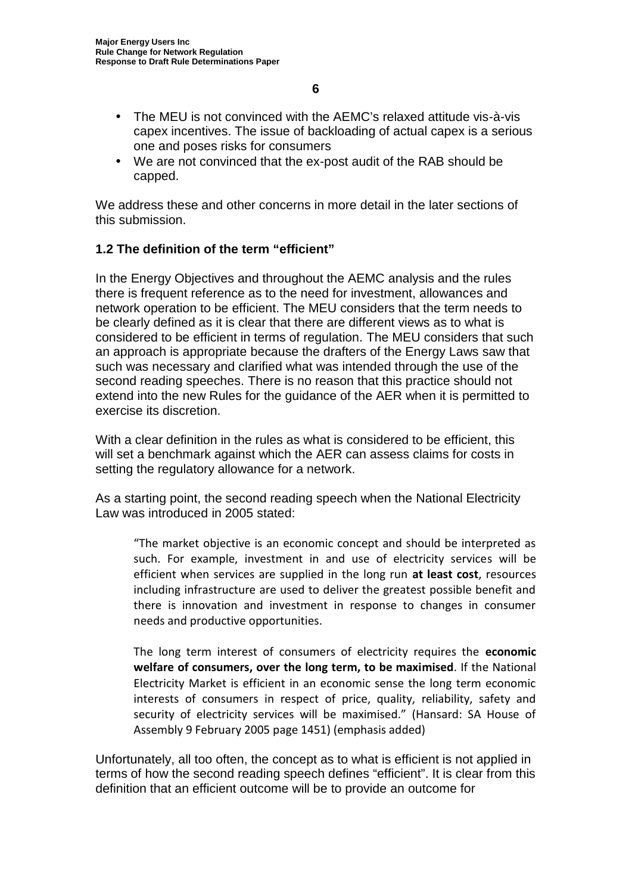- The MEU is not convinced with the AEMC's relaxed attitude vis-à-vis capex incentives. The issue of backloading of actual capex is a serious one and poses risks for consumers
- We are not convinced that the ex-post audit of the RAB should be capped.

We address these and other concerns in more detail in the later sections of this submission.

### 1.2 The definition of the term "efficient"

In the Energy Objectives and throughout the AEMC analysis and the rules there is frequent reference as to the need for investment, allowances and network operation to be efficient. The MEU considers that the term needs to be clearly defined as it is clear that there are different views as to what is considered to be efficient in terms of regulation. The MEU considers that such an approach is appropriate because the drafters of the Energy Laws saw that such was necessary and clarified what was intended through the use of the second reading speeches. There is no reason that this practice should not extend into the new Rules for the guidance of the AER when it is permitted to exercise its discretion.

With a clear definition in the rules as what is considered to be efficient, this will set a benchmark against which the AER can assess claims for costs in setting the regulatory allowance for a network.

As a starting point, the second reading speech when the National Electricity Law was introduced in 2005 stated:

> "The market objective is an economic concept and should be interpreted as such. For example, investment in and use of electricity services will be efficient when services are supplied in the long run **at least cost**, resources including infrastructure are used to deliver the greatest possible benefit and there is innovation and investment in response to changes in consumer needs and productive opportunities.
>
> The long term interest of consumers of electricity requires the **economic welfare of consumers, over the long term, to be maximised**. If the National Electricity Market is efficient in an economic sense the long term economic interests of consumers in respect of price, quality, reliability, safety and security of electricity services will be maximised." (Hansard: SA House of Assembly 9 February 2005 page 1451) (emphasis added)

Unfortunately, all too often, the concept as to what is efficient is not applied in terms of how the second reading speech defines "efficient". It is clear from this definition that an efficient outcome will be to provide an outcome for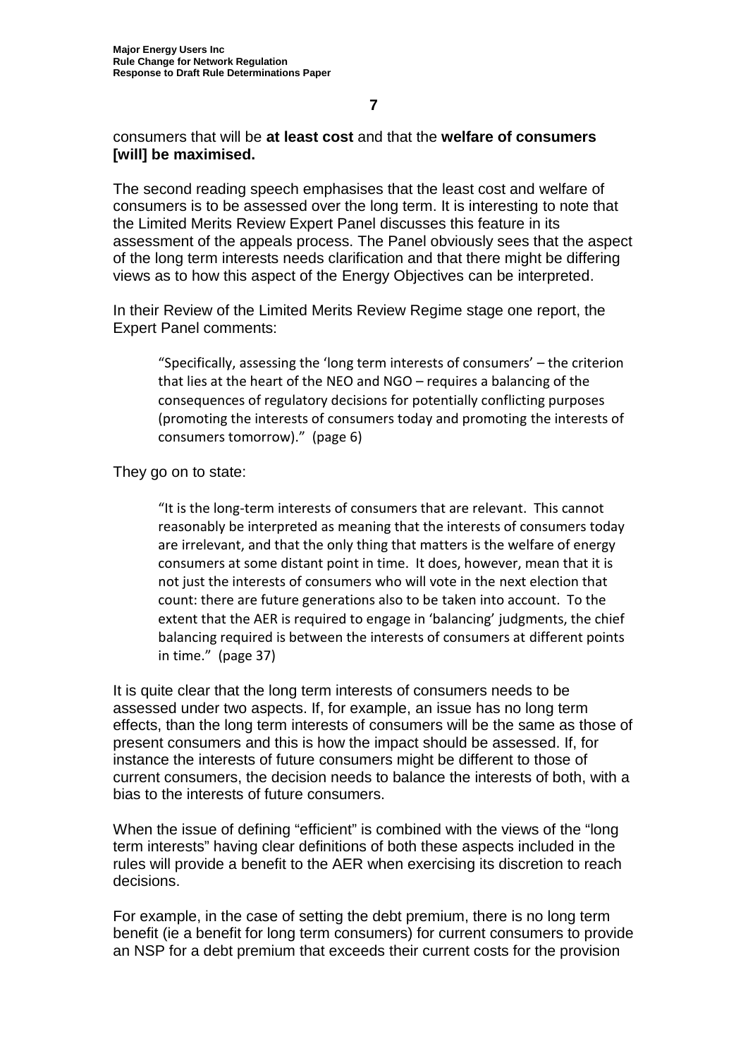consumers that will be **at least cost** and that the **welfare of consumers [will] be maximised.**

The second reading speech emphasises that the least cost and welfare of consumers is to be assessed over the long term. It is interesting to note that the Limited Merits Review Expert Panel discusses this feature in its assessment of the appeals process. The Panel obviously sees that the aspect of the long term interests needs clarification and that there might be differing views as to how this aspect of the Energy Objectives can be interpreted.

In their Review of the Limited Merits Review Regime stage one report, the Expert Panel comments:

> "Specifically, assessing the 'long term interests of consumers' – the criterion that lies at the heart of the NEO and NGO – requires a balancing of the consequences of regulatory decisions for potentially conflicting purposes (promoting the interests of consumers today and promoting the interests of consumers tomorrow)." (page 6)

They go on to state:

> "It is the long-term interests of consumers that are relevant. This cannot reasonably be interpreted as meaning that the interests of consumers today are irrelevant, and that the only thing that matters is the welfare of energy consumers at some distant point in time. It does, however, mean that it is not just the interests of consumers who will vote in the next election that count: there are future generations also to be taken into account. To the extent that the AER is required to engage in 'balancing' judgments, the chief balancing required is between the interests of consumers at different points in time." (page 37)

It is quite clear that the long term interests of consumers needs to be assessed under two aspects. If, for example, an issue has no long term effects, than the long term interests of consumers will be the same as those of present consumers and this is how the impact should be assessed. If, for instance the interests of future consumers might be different to those of current consumers, the decision needs to balance the interests of both, with a bias to the interests of future consumers.

When the issue of defining "efficient" is combined with the views of the "long term interests" having clear definitions of both these aspects included in the rules will provide a benefit to the AER when exercising its discretion to reach decisions.

For example, in the case of setting the debt premium, there is no long term benefit (ie a benefit for long term consumers) for current consumers to provide an NSP for a debt premium that exceeds their current costs for the provision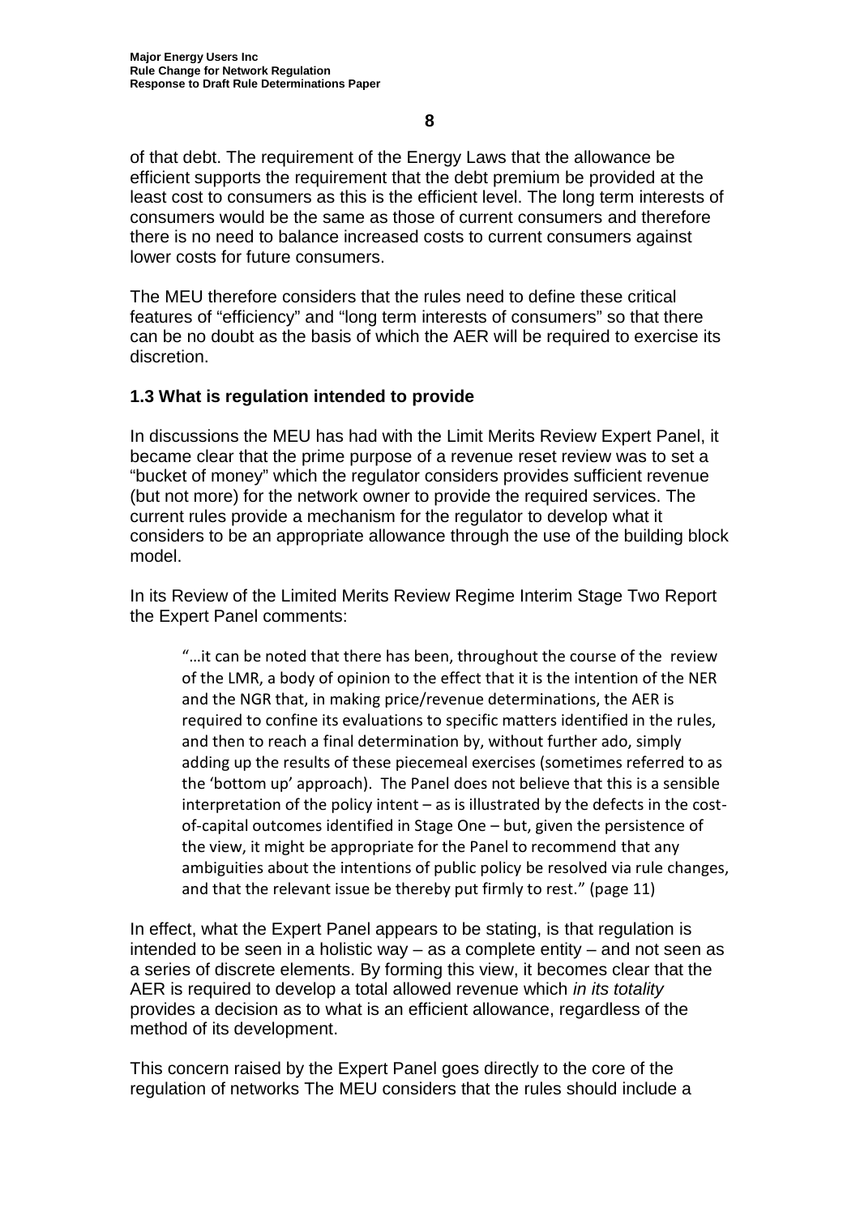of that debt. The requirement of the Energy Laws that the allowance be efficient supports the requirement that the debt premium be provided at the least cost to consumers as this is the efficient level. The long term interests of consumers would be the same as those of current consumers and therefore there is no need to balance increased costs to current consumers against lower costs for future consumers.

The MEU therefore considers that the rules need to define these critical features of "efficiency" and "long term interests of consumers" so that there can be no doubt as the basis of which the AER will be required to exercise its discretion.

### 1.3 What is regulation intended to provide

In discussions the MEU has had with the Limit Merits Review Expert Panel, it became clear that the prime purpose of a revenue reset review was to set a "bucket of money" which the regulator considers provides sufficient revenue (but not more) for the network owner to provide the required services. The current rules provide a mechanism for the regulator to develop what it considers to be an appropriate allowance through the use of the building block model.

In its Review of the Limited Merits Review Regime Interim Stage Two Report the Expert Panel comments:

> "…it can be noted that there has been, throughout the course of the review of the LMR, a body of opinion to the effect that it is the intention of the NER and the NGR that, in making price/revenue determinations, the AER is required to confine its evaluations to specific matters identified in the rules, and then to reach a final determination by, without further ado, simply adding up the results of these piecemeal exercises (sometimes referred to as the 'bottom up' approach). The Panel does not believe that this is a sensible interpretation of the policy intent – as is illustrated by the defects in the cost-of-capital outcomes identified in Stage One – but, given the persistence of the view, it might be appropriate for the Panel to recommend that any ambiguities about the intentions of public policy be resolved via rule changes, and that the relevant issue be thereby put firmly to rest." (page 11)

In effect, what the Expert Panel appears to be stating, is that regulation is intended to be seen in a holistic way – as a complete entity – and not seen as a series of discrete elements. By forming this view, it becomes clear that the AER is required to develop a total allowed revenue which *in its totality* provides a decision as to what is an efficient allowance, regardless of the method of its development.

This concern raised by the Expert Panel goes directly to the core of the regulation of networks The MEU considers that the rules should include a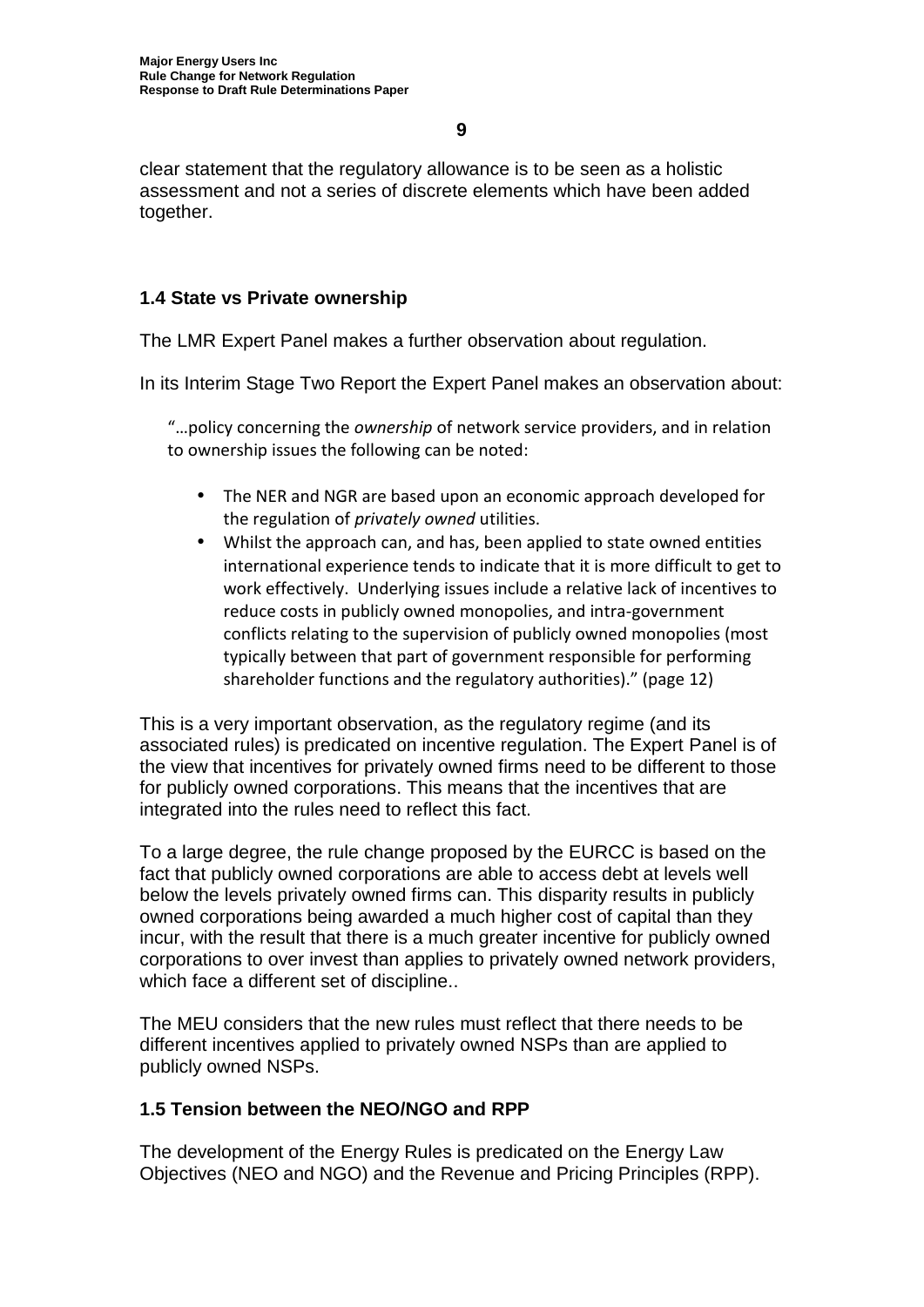clear statement that the regulatory allowance is to be seen as a holistic assessment and not a series of discrete elements which have been added together.

### 1.4 State vs Private ownership

The LMR Expert Panel makes a further observation about regulation.

In its Interim Stage Two Report the Expert Panel makes an observation about:

> "…policy concerning the *ownership* of network service providers, and in relation to ownership issues the following can be noted:
>
> - The NER and NGR are based upon an economic approach developed for the regulation of *privately owned* utilities.
> - Whilst the approach can, and has, been applied to state owned entities international experience tends to indicate that it is more difficult to get to work effectively. Underlying issues include a relative lack of incentives to reduce costs in publicly owned monopolies, and intra-government conflicts relating to the supervision of publicly owned monopolies (most typically between that part of government responsible for performing shareholder functions and the regulatory authorities)." (page 12)

This is a very important observation, as the regulatory regime (and its associated rules) is predicated on incentive regulation. The Expert Panel is of the view that incentives for privately owned firms need to be different to those for publicly owned corporations. This means that the incentives that are integrated into the rules need to reflect this fact.

To a large degree, the rule change proposed by the EURCC is based on the fact that publicly owned corporations are able to access debt at levels well below the levels privately owned firms can. This disparity results in publicly owned corporations being awarded a much higher cost of capital than they incur, with the result that there is a much greater incentive for publicly owned corporations to over invest than applies to privately owned network providers, which face a different set of discipline..

The MEU considers that the new rules must reflect that there needs to be different incentives applied to privately owned NSPs than are applied to publicly owned NSPs.

### 1.5 Tension between the NEO/NGO and RPP

The development of the Energy Rules is predicated on the Energy Law Objectives (NEO and NGO) and the Revenue and Pricing Principles (RPP).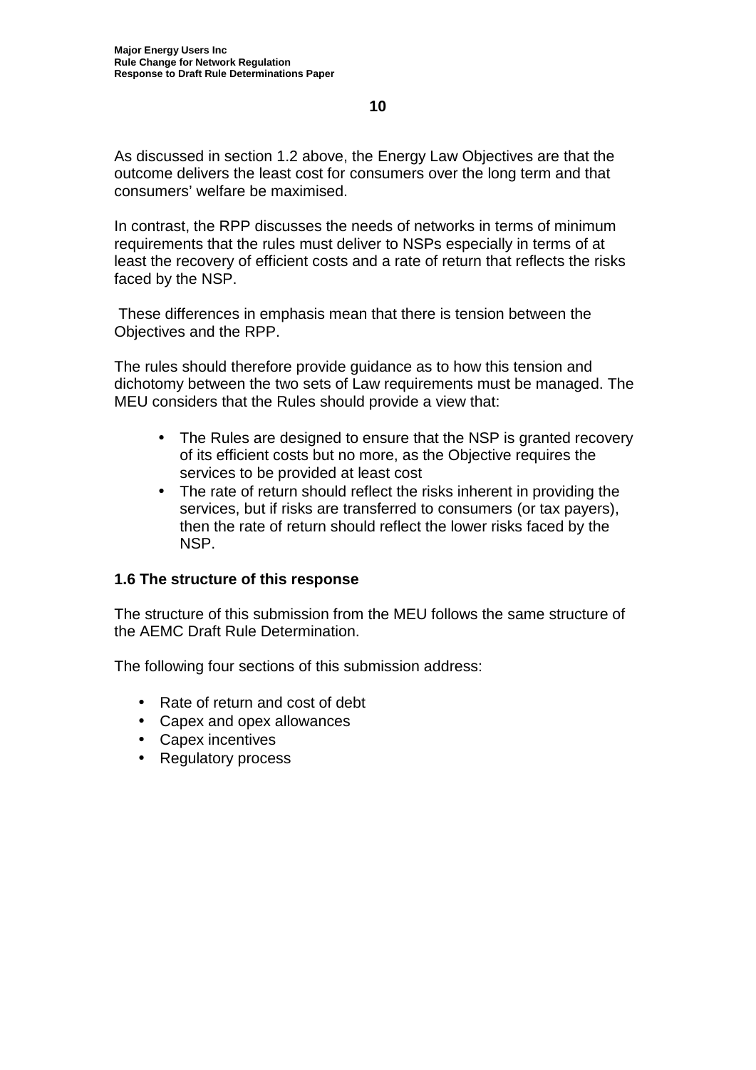As discussed in section 1.2 above, the Energy Law Objectives are that the outcome delivers the least cost for consumers over the long term and that consumers' welfare be maximised.

In contrast, the RPP discusses the needs of networks in terms of minimum requirements that the rules must deliver to NSPs especially in terms of at least the recovery of efficient costs and a rate of return that reflects the risks faced by the NSP.

These differences in emphasis mean that there is tension between the Objectives and the RPP.

The rules should therefore provide guidance as to how this tension and dichotomy between the two sets of Law requirements must be managed. The MEU considers that the Rules should provide a view that:

- The Rules are designed to ensure that the NSP is granted recovery of its efficient costs but no more, as the Objective requires the services to be provided at least cost
- The rate of return should reflect the risks inherent in providing the services, but if risks are transferred to consumers (or tax payers), then the rate of return should reflect the lower risks faced by the NSP.

### 1.6 The structure of this response

The structure of this submission from the MEU follows the same structure of the AEMC Draft Rule Determination.

The following four sections of this submission address:

- Rate of return and cost of debt
- Capex and opex allowances
- Capex incentives
- Regulatory process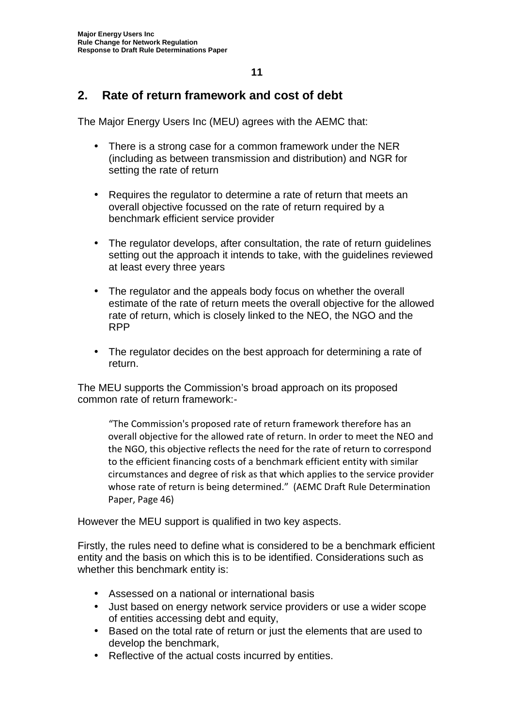## 2. Rate of return framework and cost of debt

The Major Energy Users Inc (MEU) agrees with the AEMC that:

- There is a strong case for a common framework under the NER (including as between transmission and distribution) and NGR for setting the rate of return
- Requires the regulator to determine a rate of return that meets an overall objective focussed on the rate of return required by a benchmark efficient service provider
- The regulator develops, after consultation, the rate of return guidelines setting out the approach it intends to take, with the guidelines reviewed at least every three years
- The regulator and the appeals body focus on whether the overall estimate of the rate of return meets the overall objective for the allowed rate of return, which is closely linked to the NEO, the NGO and the RPP
- The regulator decides on the best approach for determining a rate of return.

The MEU supports the Commission's broad approach on its proposed common rate of return framework:-

> "The Commission's proposed rate of return framework therefore has an overall objective for the allowed rate of return. In order to meet the NEO and the NGO, this objective reflects the need for the rate of return to correspond to the efficient financing costs of a benchmark efficient entity with similar circumstances and degree of risk as that which applies to the service provider whose rate of return is being determined." (AEMC Draft Rule Determination Paper, Page 46)

However the MEU support is qualified in two key aspects.

Firstly, the rules need to define what is considered to be a benchmark efficient entity and the basis on which this is to be identified. Considerations such as whether this benchmark entity is:

- Assessed on a national or international basis
- Just based on energy network service providers or use a wider scope of entities accessing debt and equity,
- Based on the total rate of return or just the elements that are used to develop the benchmark,
- Reflective of the actual costs incurred by entities.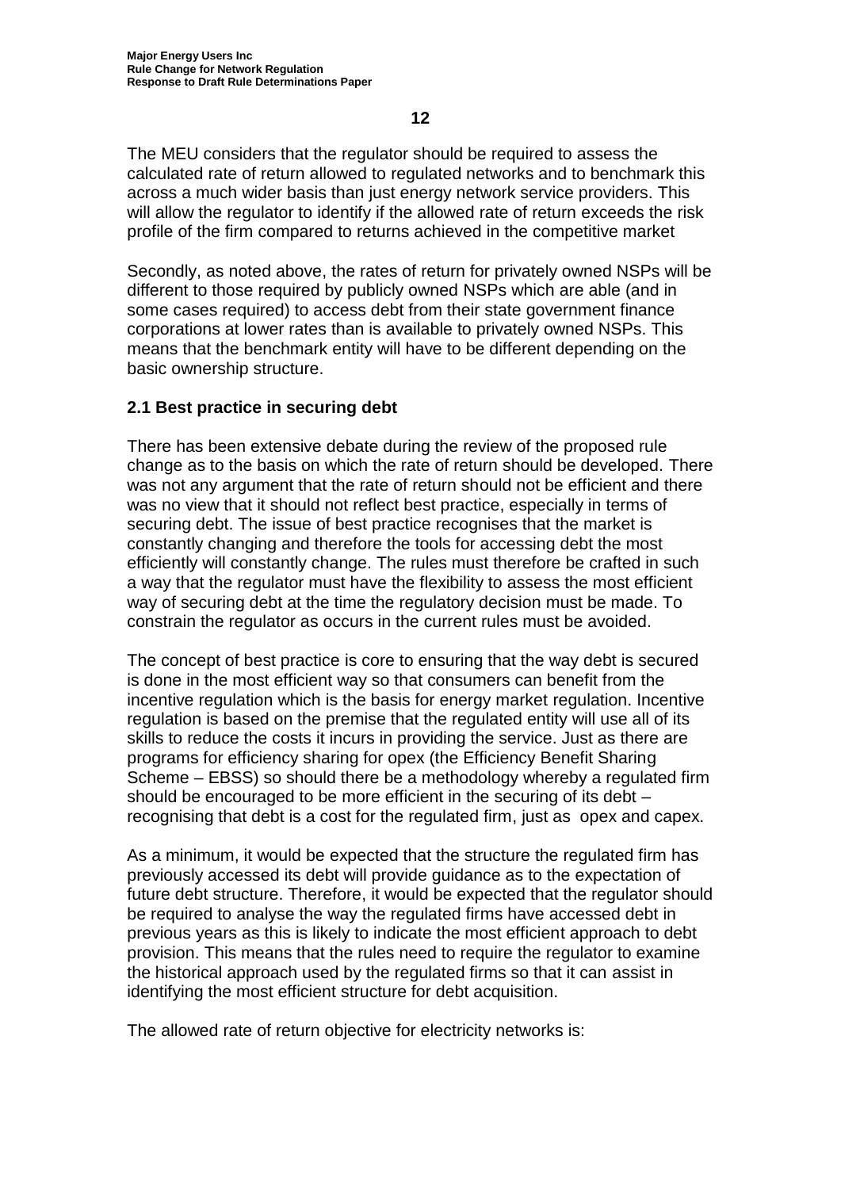The MEU considers that the regulator should be required to assess the calculated rate of return allowed to regulated networks and to benchmark this across a much wider basis than just energy network service providers. This will allow the regulator to identify if the allowed rate of return exceeds the risk profile of the firm compared to returns achieved in the competitive market

Secondly, as noted above, the rates of return for privately owned NSPs will be different to those required by publicly owned NSPs which are able (and in some cases required) to access debt from their state government finance corporations at lower rates than is available to privately owned NSPs. This means that the benchmark entity will have to be different depending on the basic ownership structure.

## 2.1 Best practice in securing debt

There has been extensive debate during the review of the proposed rule change as to the basis on which the rate of return should be developed. There was not any argument that the rate of return should not be efficient and there was no view that it should not reflect best practice, especially in terms of securing debt. The issue of best practice recognises that the market is constantly changing and therefore the tools for accessing debt the most efficiently will constantly change. The rules must therefore be crafted in such a way that the regulator must have the flexibility to assess the most efficient way of securing debt at the time the regulatory decision must be made. To constrain the regulator as occurs in the current rules must be avoided.

The concept of best practice is core to ensuring that the way debt is secured is done in the most efficient way so that consumers can benefit from the incentive regulation which is the basis for energy market regulation. Incentive regulation is based on the premise that the regulated entity will use all of its skills to reduce the costs it incurs in providing the service. Just as there are programs for efficiency sharing for opex (the Efficiency Benefit Sharing Scheme – EBSS) so should there be a methodology whereby a regulated firm should be encouraged to be more efficient in the securing of its debt – recognising that debt is a cost for the regulated firm, just as opex and capex.

As a minimum, it would be expected that the structure the regulated firm has previously accessed its debt will provide guidance as to the expectation of future debt structure. Therefore, it would be expected that the regulator should be required to analyse the way the regulated firms have accessed debt in previous years as this is likely to indicate the most efficient approach to debt provision. This means that the rules need to require the regulator to examine the historical approach used by the regulated firms so that it can assist in identifying the most efficient structure for debt acquisition.

The allowed rate of return objective for electricity networks is: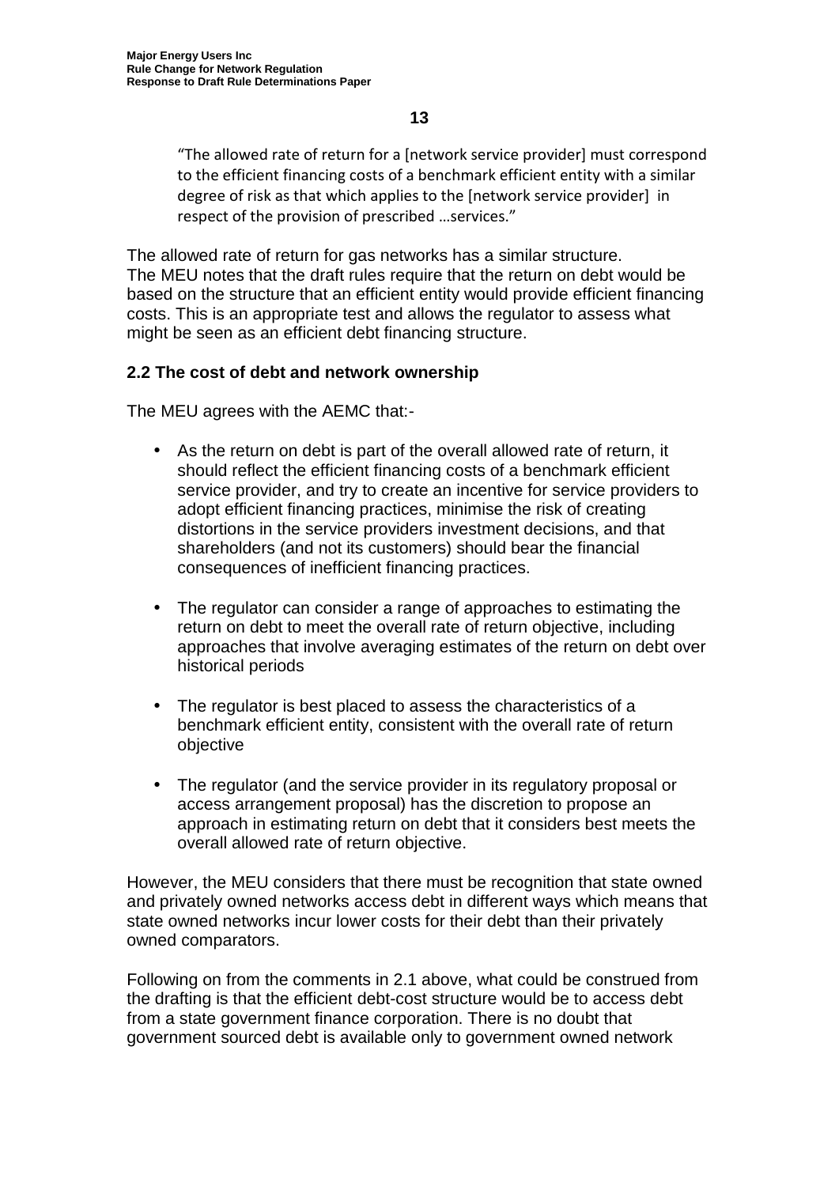> "The allowed rate of return for a [network service provider] must correspond to the efficient financing costs of a benchmark efficient entity with a similar degree of risk as that which applies to the [network service provider] in respect of the provision of prescribed …services."

The allowed rate of return for gas networks has a similar structure.
The MEU notes that the draft rules require that the return on debt would be based on the structure that an efficient entity would provide efficient financing costs. This is an appropriate test and allows the regulator to assess what might be seen as an efficient debt financing structure.

### 2.2 The cost of debt and network ownership

The MEU agrees with the AEMC that:-

- As the return on debt is part of the overall allowed rate of return, it should reflect the efficient financing costs of a benchmark efficient service provider, and try to create an incentive for service providers to adopt efficient financing practices, minimise the risk of creating distortions in the service providers investment decisions, and that shareholders (and not its customers) should bear the financial consequences of inefficient financing practices.

- The regulator can consider a range of approaches to estimating the return on debt to meet the overall rate of return objective, including approaches that involve averaging estimates of the return on debt over historical periods

- The regulator is best placed to assess the characteristics of a benchmark efficient entity, consistent with the overall rate of return objective

- The regulator (and the service provider in its regulatory proposal or access arrangement proposal) has the discretion to propose an approach in estimating return on debt that it considers best meets the overall allowed rate of return objective.

However, the MEU considers that there must be recognition that state owned and privately owned networks access debt in different ways which means that state owned networks incur lower costs for their debt than their privately owned comparators.

Following on from the comments in 2.1 above, what could be construed from the drafting is that the efficient debt-cost structure would be to access debt from a state government finance corporation. There is no doubt that government sourced debt is available only to government owned network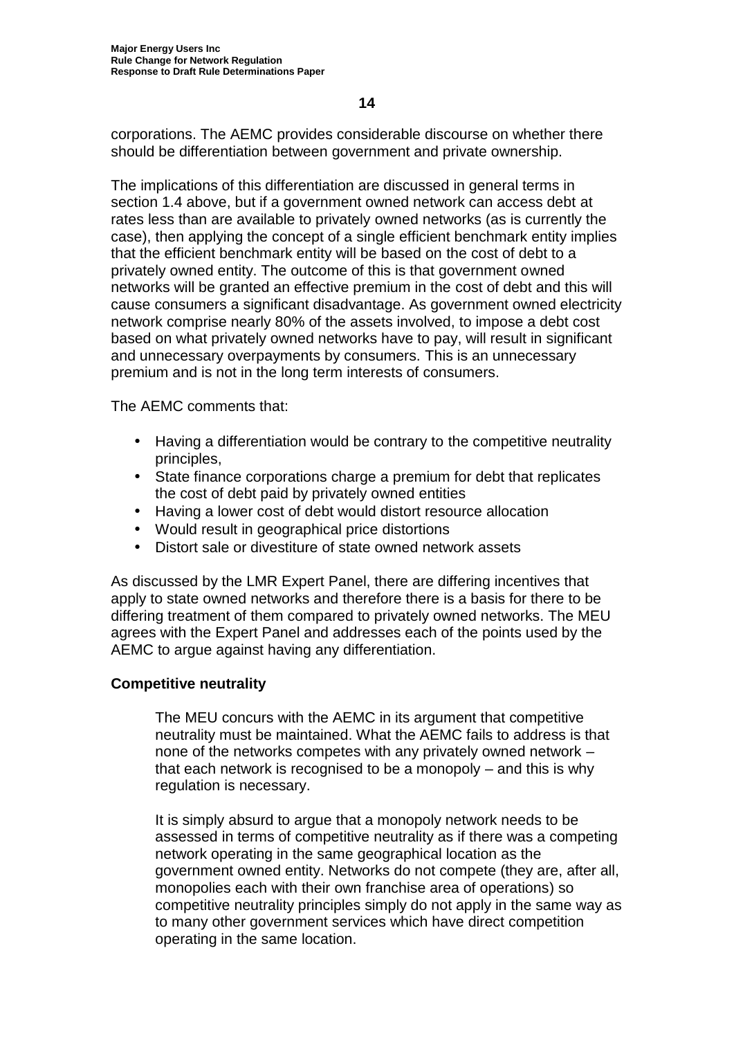corporations. The AEMC provides considerable discourse on whether there should be differentiation between government and private ownership.

The implications of this differentiation are discussed in general terms in section 1.4 above, but if a government owned network can access debt at rates less than are available to privately owned networks (as is currently the case), then applying the concept of a single efficient benchmark entity implies that the efficient benchmark entity will be based on the cost of debt to a privately owned entity. The outcome of this is that government owned networks will be granted an effective premium in the cost of debt and this will cause consumers a significant disadvantage. As government owned electricity network comprise nearly 80% of the assets involved, to impose a debt cost based on what privately owned networks have to pay, will result in significant and unnecessary overpayments by consumers. This is an unnecessary premium and is not in the long term interests of consumers.

The AEMC comments that:

- Having a differentiation would be contrary to the competitive neutrality principles,
- State finance corporations charge a premium for debt that replicates the cost of debt paid by privately owned entities
- Having a lower cost of debt would distort resource allocation
- Would result in geographical price distortions
- Distort sale or divestiture of state owned network assets

As discussed by the LMR Expert Panel, there are differing incentives that apply to state owned networks and therefore there is a basis for there to be differing treatment of them compared to privately owned networks. The MEU agrees with the Expert Panel and addresses each of the points used by the AEMC to argue against having any differentiation.

**Competitive neutrality**

The MEU concurs with the AEMC in its argument that competitive neutrality must be maintained. What the AEMC fails to address is that none of the networks competes with any privately owned network – that each network is recognised to be a monopoly – and this is why regulation is necessary.

It is simply absurd to argue that a monopoly network needs to be assessed in terms of competitive neutrality as if there was a competing network operating in the same geographical location as the government owned entity. Networks do not compete (they are, after all, monopolies each with their own franchise area of operations) so competitive neutrality principles simply do not apply in the same way as to many other government services which have direct competition operating in the same location.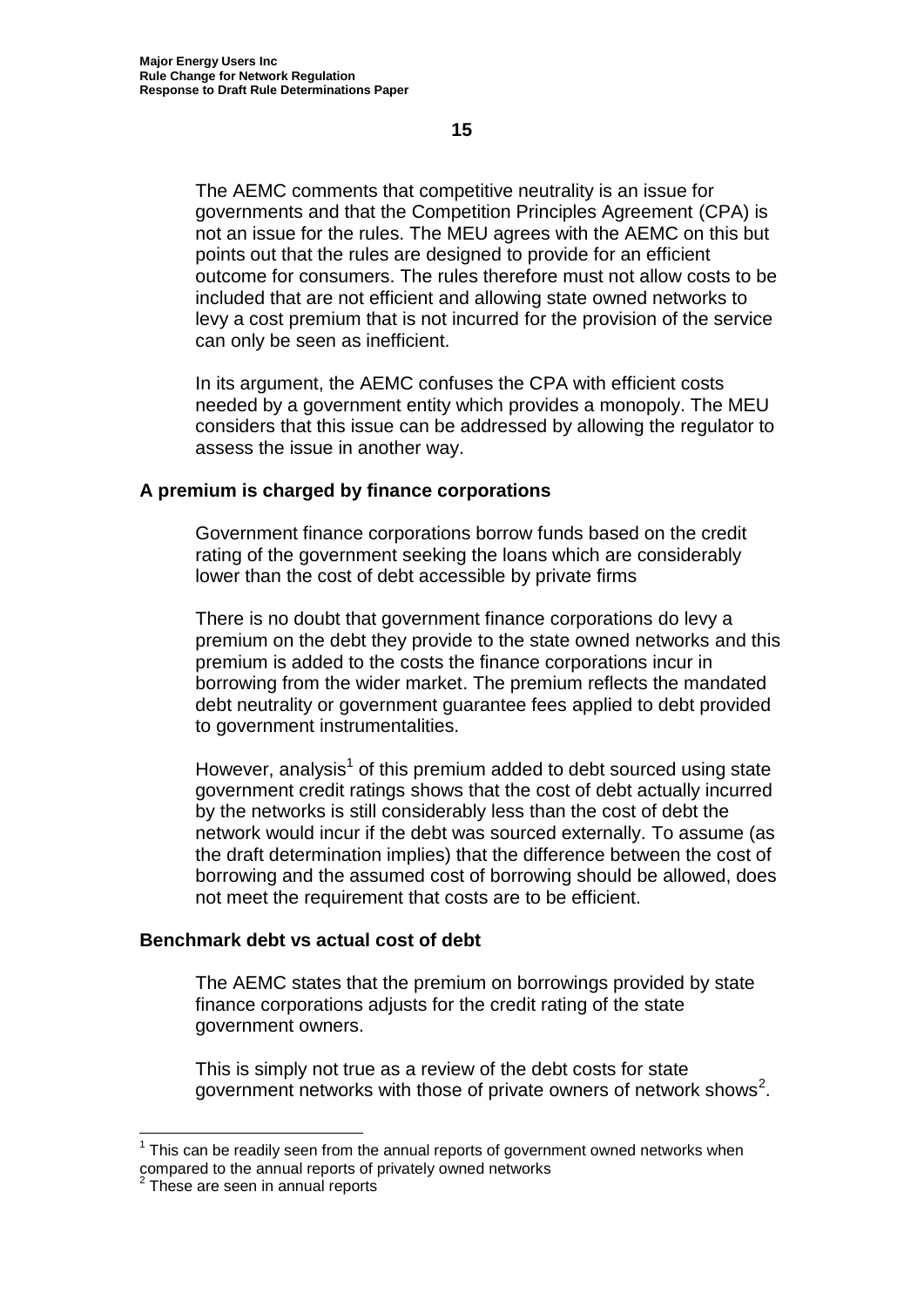The AEMC comments that competitive neutrality is an issue for governments and that the Competition Principles Agreement (CPA) is not an issue for the rules. The MEU agrees with the AEMC on this but points out that the rules are designed to provide for an efficient outcome for consumers. The rules therefore must not allow costs to be included that are not efficient and allowing state owned networks to levy a cost premium that is not incurred for the provision of the service can only be seen as inefficient.

In its argument, the AEMC confuses the CPA with efficient costs needed by a government entity which provides a monopoly. The MEU considers that this issue can be addressed by allowing the regulator to assess the issue in another way.

**A premium is charged by finance corporations**

Government finance corporations borrow funds based on the credit rating of the government seeking the loans which are considerably lower than the cost of debt accessible by private firms

There is no doubt that government finance corporations do levy a premium on the debt they provide to the state owned networks and this premium is added to the costs the finance corporations incur in borrowing from the wider market. The premium reflects the mandated debt neutrality or government guarantee fees applied to debt provided to government instrumentalities.

However, analysis[1] of this premium added to debt sourced using state government credit ratings shows that the cost of debt actually incurred by the networks is still considerably less than the cost of debt the network would incur if the debt was sourced externally. To assume (as the draft determination implies) that the difference between the cost of borrowing and the assumed cost of borrowing should be allowed, does not meet the requirement that costs are to be efficient.

**Benchmark debt vs actual cost of debt**

The AEMC states that the premium on borrowings provided by state finance corporations adjusts for the credit rating of the state government owners.

This is simply not true as a review of the debt costs for state government networks with those of private owners of network shows[2].

[1] This can be readily seen from the annual reports of government owned networks when compared to the annual reports of privately owned networks

[2] These are seen in annual reports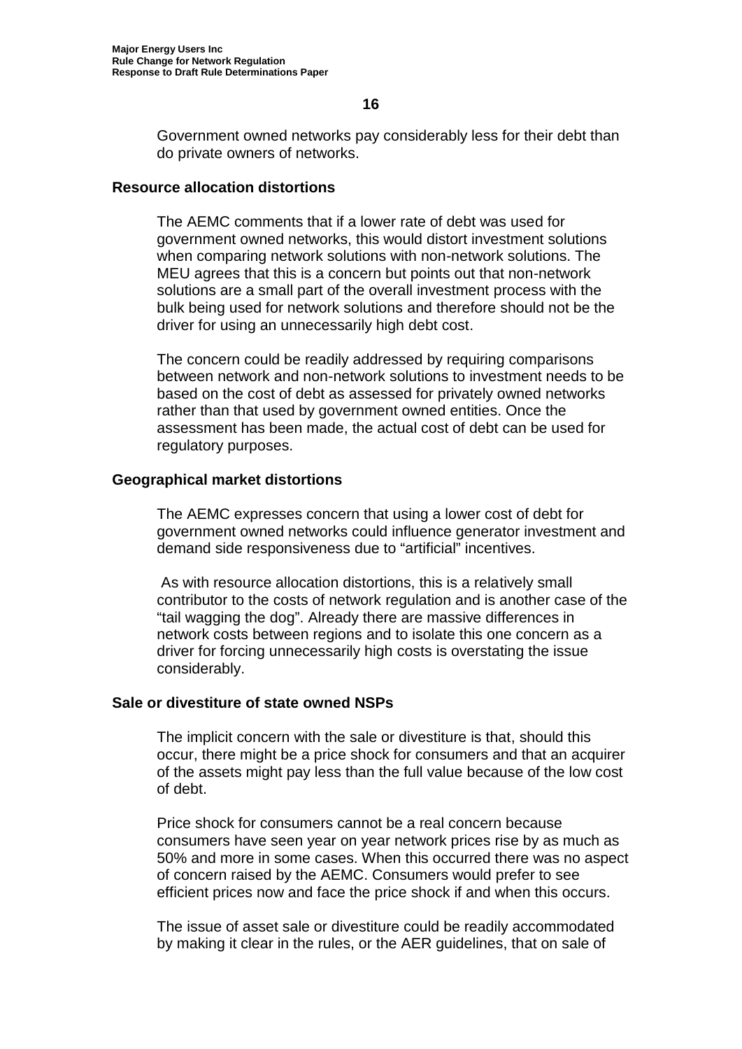Government owned networks pay considerably less for their debt than do private owners of networks.

### Resource allocation distortions

The AEMC comments that if a lower rate of debt was used for government owned networks, this would distort investment solutions when comparing network solutions with non-network solutions. The MEU agrees that this is a concern but points out that non-network solutions are a small part of the overall investment process with the bulk being used for network solutions and therefore should not be the driver for using an unnecessarily high debt cost.

The concern could be readily addressed by requiring comparisons between network and non-network solutions to investment needs to be based on the cost of debt as assessed for privately owned networks rather than that used by government owned entities. Once the assessment has been made, the actual cost of debt can be used for regulatory purposes.

### Geographical market distortions

The AEMC expresses concern that using a lower cost of debt for government owned networks could influence generator investment and demand side responsiveness due to "artificial" incentives.

As with resource allocation distortions, this is a relatively small contributor to the costs of network regulation and is another case of the "tail wagging the dog". Already there are massive differences in network costs between regions and to isolate this one concern as a driver for forcing unnecessarily high costs is overstating the issue considerably.

### Sale or divestiture of state owned NSPs

The implicit concern with the sale or divestiture is that, should this occur, there might be a price shock for consumers and that an acquirer of the assets might pay less than the full value because of the low cost of debt.

Price shock for consumers cannot be a real concern because consumers have seen year on year network prices rise by as much as 50% and more in some cases. When this occurred there was no aspect of concern raised by the AEMC. Consumers would prefer to see efficient prices now and face the price shock if and when this occurs.

The issue of asset sale or divestiture could be readily accommodated by making it clear in the rules, or the AER guidelines, that on sale of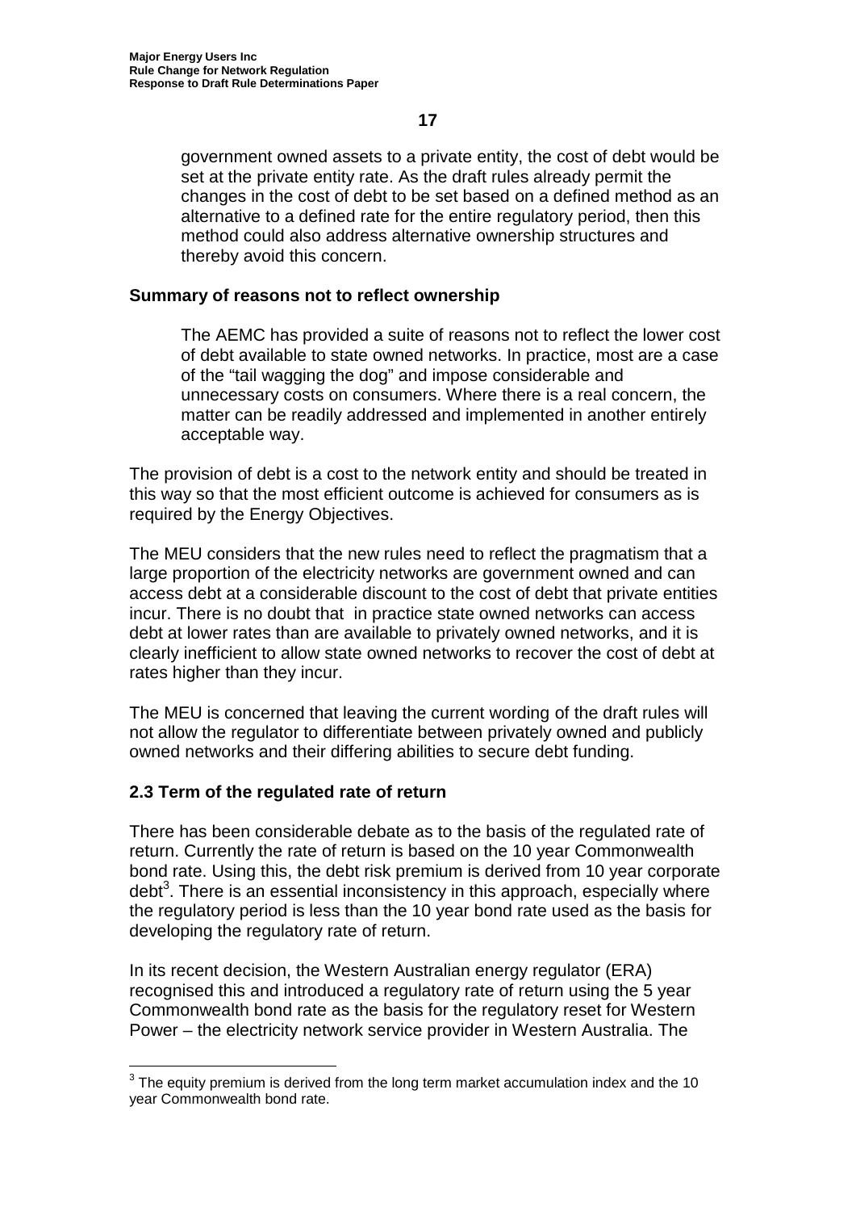government owned assets to a private entity, the cost of debt would be set at the private entity rate. As the draft rules already permit the changes in the cost of debt to be set based on a defined method as an alternative to a defined rate for the entire regulatory period, then this method could also address alternative ownership structures and thereby avoid this concern.

**Summary of reasons not to reflect ownership**

The AEMC has provided a suite of reasons not to reflect the lower cost of debt available to state owned networks. In practice, most are a case of the "tail wagging the dog" and impose considerable and unnecessary costs on consumers. Where there is a real concern, the matter can be readily addressed and implemented in another entirely acceptable way.

The provision of debt is a cost to the network entity and should be treated in this way so that the most efficient outcome is achieved for consumers as is required by the Energy Objectives.

The MEU considers that the new rules need to reflect the pragmatism that a large proportion of the electricity networks are government owned and can access debt at a considerable discount to the cost of debt that private entities incur. There is no doubt that in practice state owned networks can access debt at lower rates than are available to privately owned networks, and it is clearly inefficient to allow state owned networks to recover the cost of debt at rates higher than they incur.

The MEU is concerned that leaving the current wording of the draft rules will not allow the regulator to differentiate between privately owned and publicly owned networks and their differing abilities to secure debt funding.

## 2.3 Term of the regulated rate of return

There has been considerable debate as to the basis of the regulated rate of return. Currently the rate of return is based on the 10 year Commonwealth bond rate. Using this, the debt risk premium is derived from 10 year corporate debt[3]. There is an essential inconsistency in this approach, especially where the regulatory period is less than the 10 year bond rate used as the basis for developing the regulatory rate of return.

In its recent decision, the Western Australian energy regulator (ERA) recognised this and introduced a regulatory rate of return using the 5 year Commonwealth bond rate as the basis for the regulatory reset for Western Power – the electricity network service provider in Western Australia. The

[3] The equity premium is derived from the long term market accumulation index and the 10 year Commonwealth bond rate.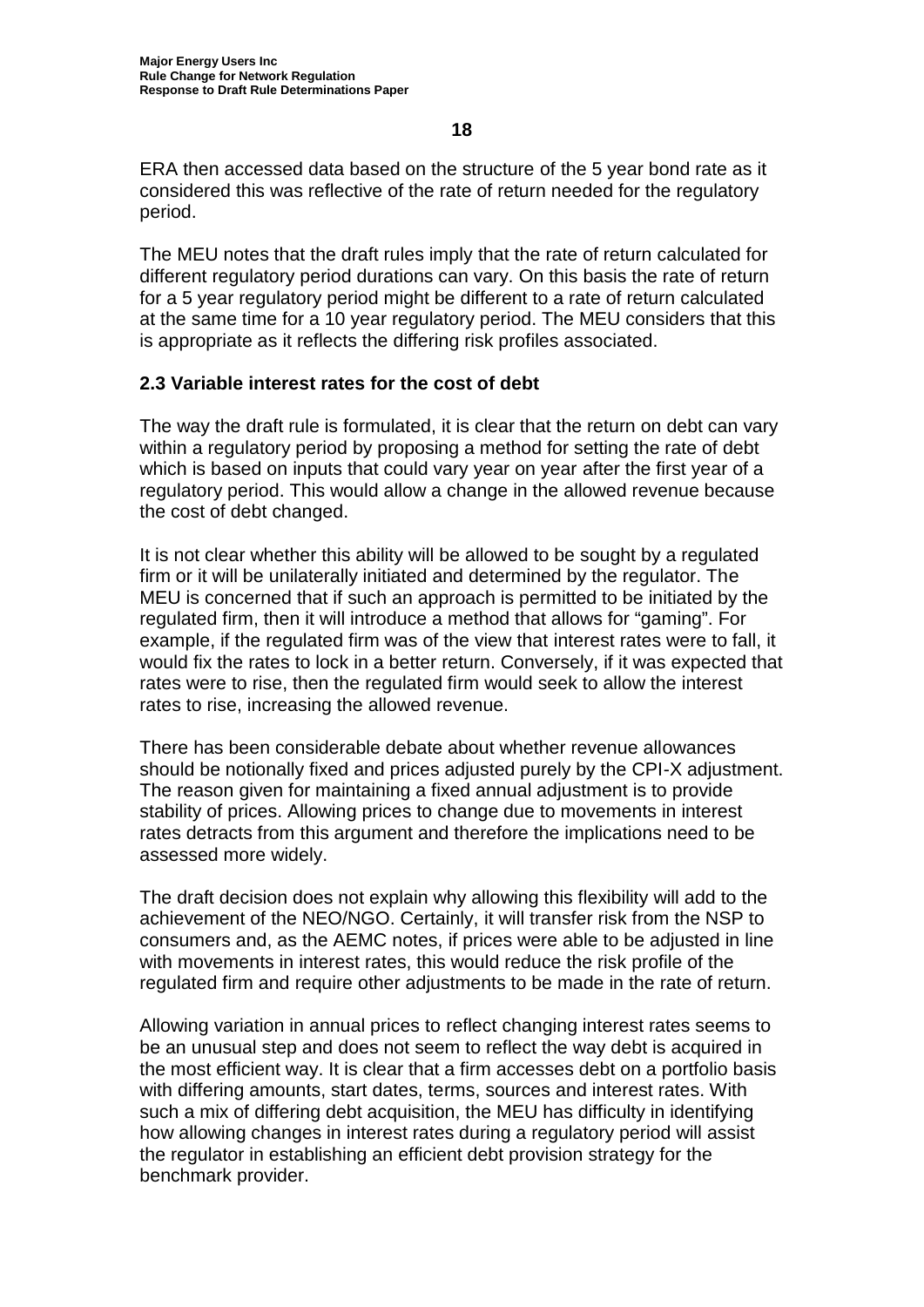ERA then accessed data based on the structure of the 5 year bond rate as it considered this was reflective of the rate of return needed for the regulatory period.

The MEU notes that the draft rules imply that the rate of return calculated for different regulatory period durations can vary. On this basis the rate of return for a 5 year regulatory period might be different to a rate of return calculated at the same time for a 10 year regulatory period. The MEU considers that this is appropriate as it reflects the differing risk profiles associated.

## 2.3 Variable interest rates for the cost of debt

The way the draft rule is formulated, it is clear that the return on debt can vary within a regulatory period by proposing a method for setting the rate of debt which is based on inputs that could vary year on year after the first year of a regulatory period. This would allow a change in the allowed revenue because the cost of debt changed.

It is not clear whether this ability will be allowed to be sought by a regulated firm or it will be unilaterally initiated and determined by the regulator. The MEU is concerned that if such an approach is permitted to be initiated by the regulated firm, then it will introduce a method that allows for "gaming". For example, if the regulated firm was of the view that interest rates were to fall, it would fix the rates to lock in a better return. Conversely, if it was expected that rates were to rise, then the regulated firm would seek to allow the interest rates to rise, increasing the allowed revenue.

There has been considerable debate about whether revenue allowances should be notionally fixed and prices adjusted purely by the CPI-X adjustment. The reason given for maintaining a fixed annual adjustment is to provide stability of prices. Allowing prices to change due to movements in interest rates detracts from this argument and therefore the implications need to be assessed more widely.

The draft decision does not explain why allowing this flexibility will add to the achievement of the NEO/NGO. Certainly, it will transfer risk from the NSP to consumers and, as the AEMC notes, if prices were able to be adjusted in line with movements in interest rates, this would reduce the risk profile of the regulated firm and require other adjustments to be made in the rate of return.

Allowing variation in annual prices to reflect changing interest rates seems to be an unusual step and does not seem to reflect the way debt is acquired in the most efficient way. It is clear that a firm accesses debt on a portfolio basis with differing amounts, start dates, terms, sources and interest rates. With such a mix of differing debt acquisition, the MEU has difficulty in identifying how allowing changes in interest rates during a regulatory period will assist the regulator in establishing an efficient debt provision strategy for the benchmark provider.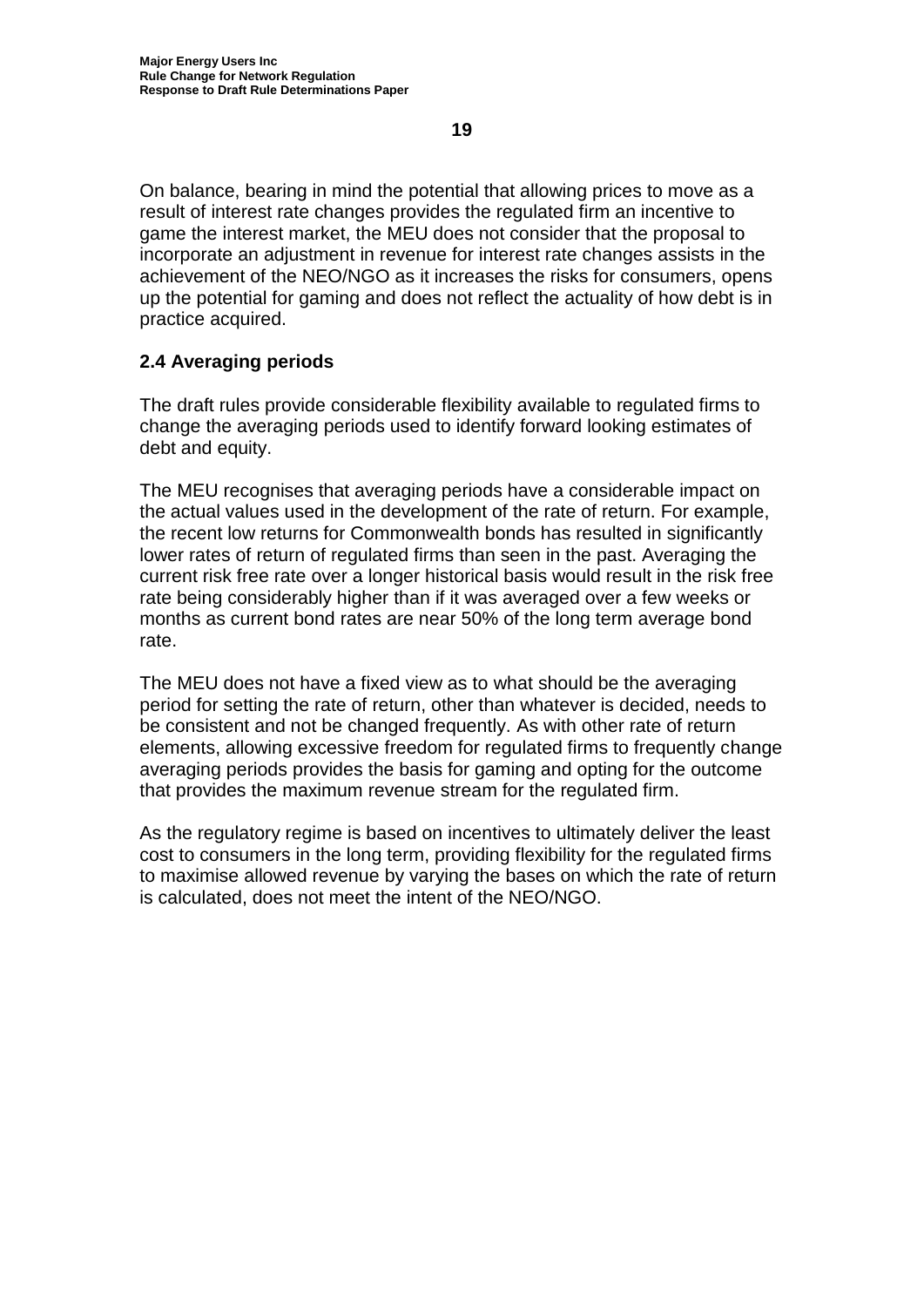On balance, bearing in mind the potential that allowing prices to move as a result of interest rate changes provides the regulated firm an incentive to game the interest market, the MEU does not consider that the proposal to incorporate an adjustment in revenue for interest rate changes assists in the achievement of the NEO/NGO as it increases the risks for consumers, opens up the potential for gaming and does not reflect the actuality of how debt is in practice acquired.

## 2.4 Averaging periods

The draft rules provide considerable flexibility available to regulated firms to change the averaging periods used to identify forward looking estimates of debt and equity.

The MEU recognises that averaging periods have a considerable impact on the actual values used in the development of the rate of return. For example, the recent low returns for Commonwealth bonds has resulted in significantly lower rates of return of regulated firms than seen in the past. Averaging the current risk free rate over a longer historical basis would result in the risk free rate being considerably higher than if it was averaged over a few weeks or months as current bond rates are near 50% of the long term average bond rate.

The MEU does not have a fixed view as to what should be the averaging period for setting the rate of return, other than whatever is decided, needs to be consistent and not be changed frequently. As with other rate of return elements, allowing excessive freedom for regulated firms to frequently change averaging periods provides the basis for gaming and opting for the outcome that provides the maximum revenue stream for the regulated firm.

As the regulatory regime is based on incentives to ultimately deliver the least cost to consumers in the long term, providing flexibility for the regulated firms to maximise allowed revenue by varying the bases on which the rate of return is calculated, does not meet the intent of the NEO/NGO.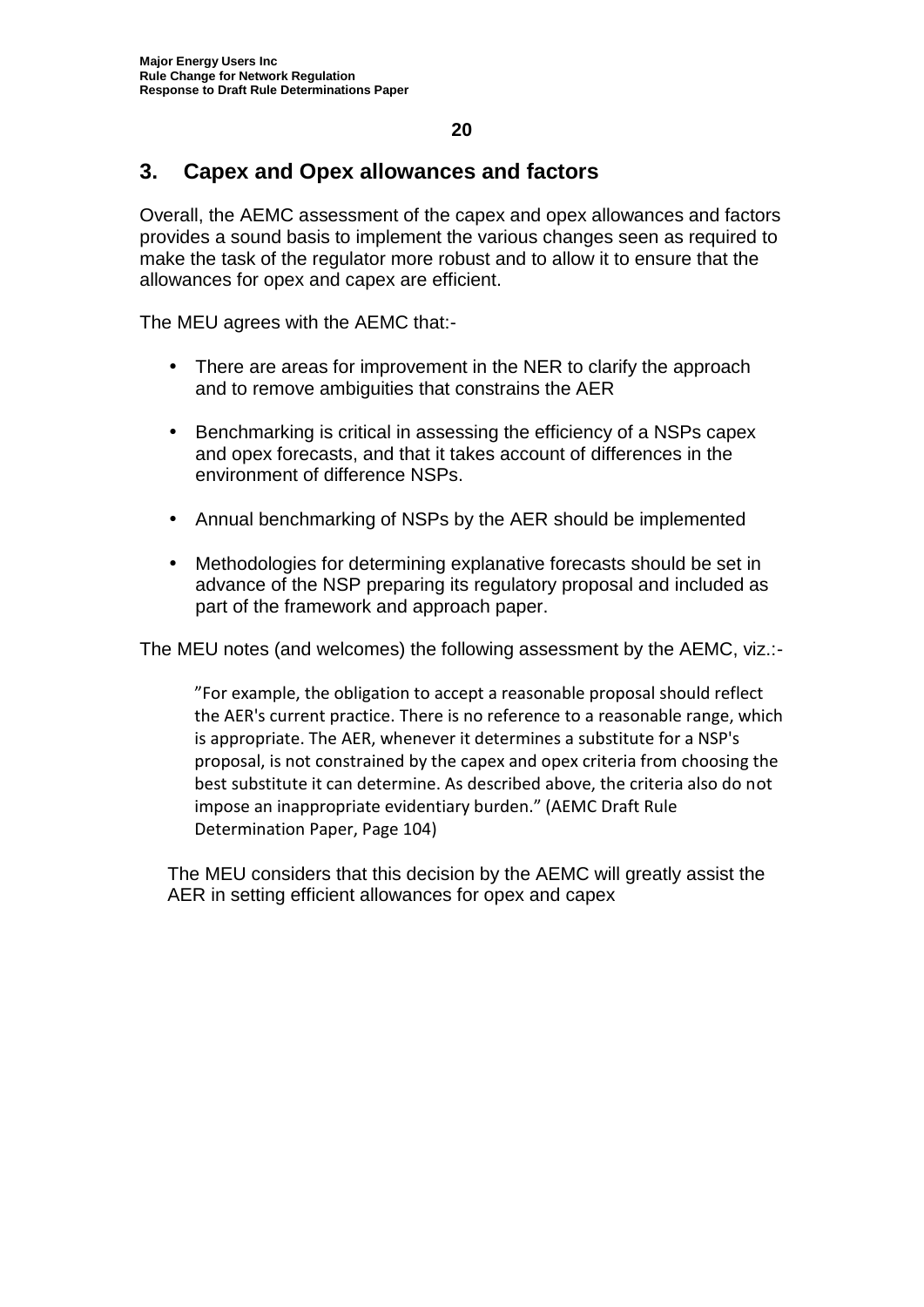## 3. Capex and Opex allowances and factors

Overall, the AEMC assessment of the capex and opex allowances and factors provides a sound basis to implement the various changes seen as required to make the task of the regulator more robust and to allow it to ensure that the allowances for opex and capex are efficient.

The MEU agrees with the AEMC that:-

- There are areas for improvement in the NER to clarify the approach and to remove ambiguities that constrains the AER
- Benchmarking is critical in assessing the efficiency of a NSPs capex and opex forecasts, and that it takes account of differences in the environment of difference NSPs.
- Annual benchmarking of NSPs by the AER should be implemented
- Methodologies for determining explanative forecasts should be set in advance of the NSP preparing its regulatory proposal and included as part of the framework and approach paper.

The MEU notes (and welcomes) the following assessment by the AEMC, viz.:-

> "For example, the obligation to accept a reasonable proposal should reflect the AER's current practice. There is no reference to a reasonable range, which is appropriate. The AER, whenever it determines a substitute for a NSP's proposal, is not constrained by the capex and opex criteria from choosing the best substitute it can determine. As described above, the criteria also do not impose an inappropriate evidentiary burden." (AEMC Draft Rule Determination Paper, Page 104)

The MEU considers that this decision by the AEMC will greatly assist the AER in setting efficient allowances for opex and capex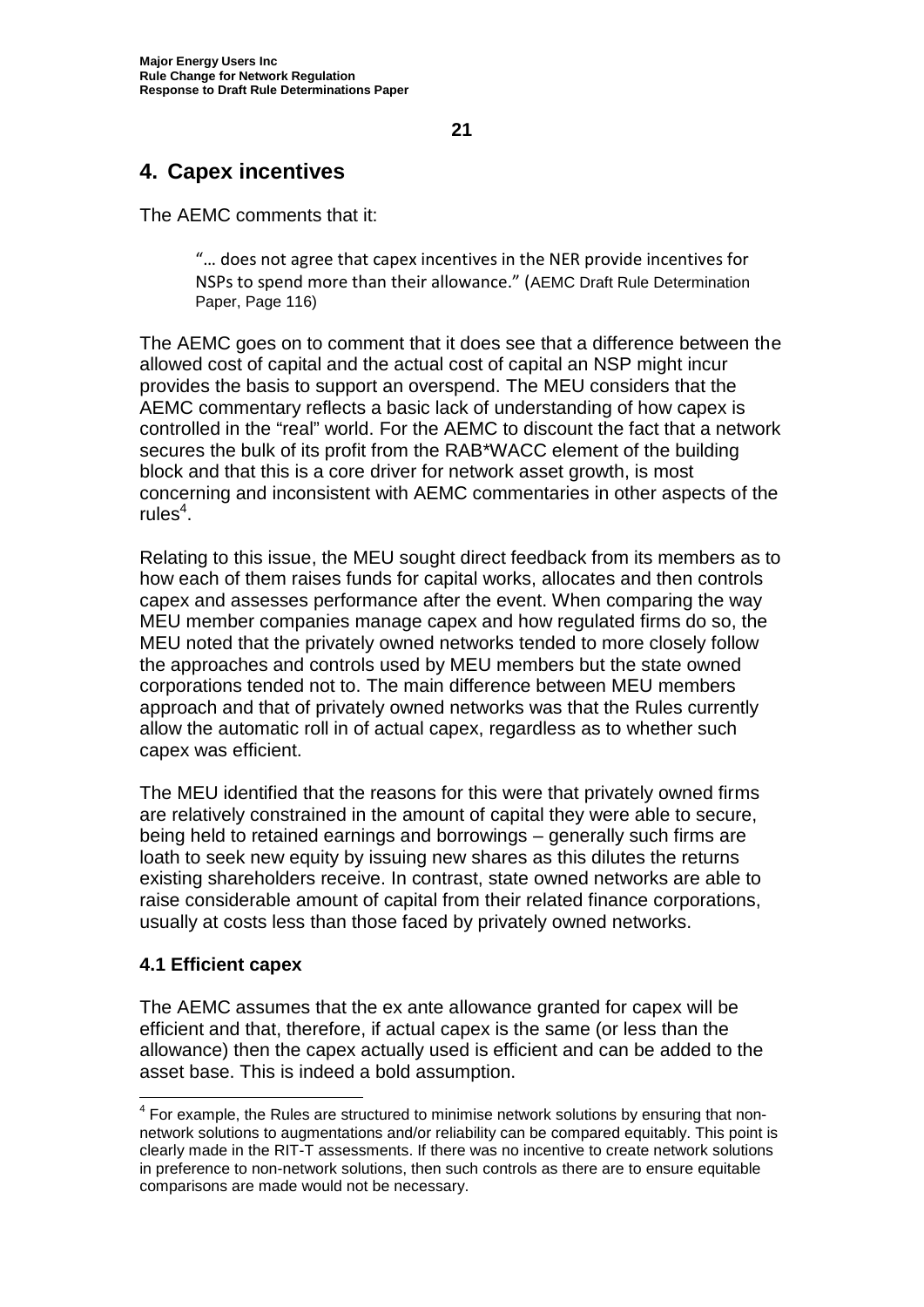## 4. Capex incentives

The AEMC comments that it:

> "… does not agree that capex incentives in the NER provide incentives for NSPs to spend more than their allowance." (AEMC Draft Rule Determination Paper, Page 116)

The AEMC goes on to comment that it does see that a difference between the allowed cost of capital and the actual cost of capital an NSP might incur provides the basis to support an overspend. The MEU considers that the AEMC commentary reflects a basic lack of understanding of how capex is controlled in the "real" world. For the AEMC to discount the fact that a network secures the bulk of its profit from the RAB*WACC element of the building block and that this is a core driver for network asset growth, is most concerning and inconsistent with AEMC commentaries in other aspects of the rules[4].

Relating to this issue, the MEU sought direct feedback from its members as to how each of them raises funds for capital works, allocates and then controls capex and assesses performance after the event. When comparing the way MEU member companies manage capex and how regulated firms do so, the MEU noted that the privately owned networks tended to more closely follow the approaches and controls used by MEU members but the state owned corporations tended not to. The main difference between MEU members approach and that of privately owned networks was that the Rules currently allow the automatic roll in of actual capex, regardless as to whether such capex was efficient.

The MEU identified that the reasons for this were that privately owned firms are relatively constrained in the amount of capital they were able to secure, being held to retained earnings and borrowings – generally such firms are loath to seek new equity by issuing new shares as this dilutes the returns existing shareholders receive. In contrast, state owned networks are able to raise considerable amount of capital from their related finance corporations, usually at costs less than those faced by privately owned networks.

### 4.1 Efficient capex

The AEMC assumes that the ex ante allowance granted for capex will be efficient and that, therefore, if actual capex is the same (or less than the allowance) then the capex actually used is efficient and can be added to the asset base. This is indeed a bold assumption.

---

[4] For example, the Rules are structured to minimise network solutions by ensuring that non-network solutions to augmentations and/or reliability can be compared equitably. This point is clearly made in the RIT-T assessments. If there was no incentive to create network solutions in preference to non-network solutions, then such controls as there are to ensure equitable comparisons are made would not be necessary.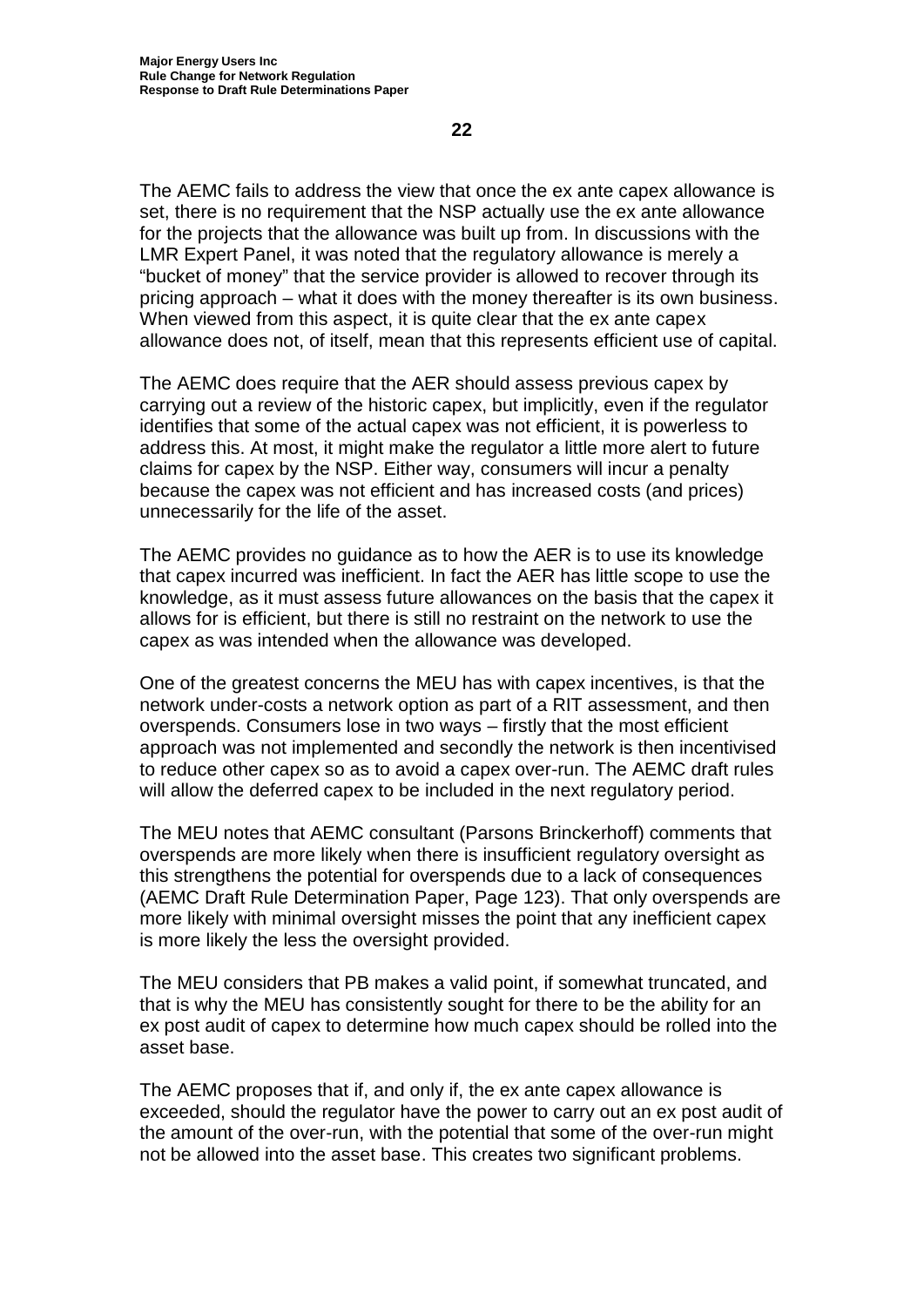The AEMC fails to address the view that once the ex ante capex allowance is set, there is no requirement that the NSP actually use the ex ante allowance for the projects that the allowance was built up from. In discussions with the LMR Expert Panel, it was noted that the regulatory allowance is merely a "bucket of money" that the service provider is allowed to recover through its pricing approach – what it does with the money thereafter is its own business. When viewed from this aspect, it is quite clear that the ex ante capex allowance does not, of itself, mean that this represents efficient use of capital.

The AEMC does require that the AER should assess previous capex by carrying out a review of the historic capex, but implicitly, even if the regulator identifies that some of the actual capex was not efficient, it is powerless to address this. At most, it might make the regulator a little more alert to future claims for capex by the NSP. Either way, consumers will incur a penalty because the capex was not efficient and has increased costs (and prices) unnecessarily for the life of the asset.

The AEMC provides no guidance as to how the AER is to use its knowledge that capex incurred was inefficient. In fact the AER has little scope to use the knowledge, as it must assess future allowances on the basis that the capex it allows for is efficient, but there is still no restraint on the network to use the capex as was intended when the allowance was developed.

One of the greatest concerns the MEU has with capex incentives, is that the network under-costs a network option as part of a RIT assessment, and then overspends. Consumers lose in two ways – firstly that the most efficient approach was not implemented and secondly the network is then incentivised to reduce other capex so as to avoid a capex over-run. The AEMC draft rules will allow the deferred capex to be included in the next regulatory period.

The MEU notes that AEMC consultant (Parsons Brinckerhoff) comments that overspends are more likely when there is insufficient regulatory oversight as this strengthens the potential for overspends due to a lack of consequences (AEMC Draft Rule Determination Paper, Page 123). That only overspends are more likely with minimal oversight misses the point that any inefficient capex is more likely the less the oversight provided.

The MEU considers that PB makes a valid point, if somewhat truncated, and that is why the MEU has consistently sought for there to be the ability for an ex post audit of capex to determine how much capex should be rolled into the asset base.

The AEMC proposes that if, and only if, the ex ante capex allowance is exceeded, should the regulator have the power to carry out an ex post audit of the amount of the over-run, with the potential that some of the over-run might not be allowed into the asset base. This creates two significant problems.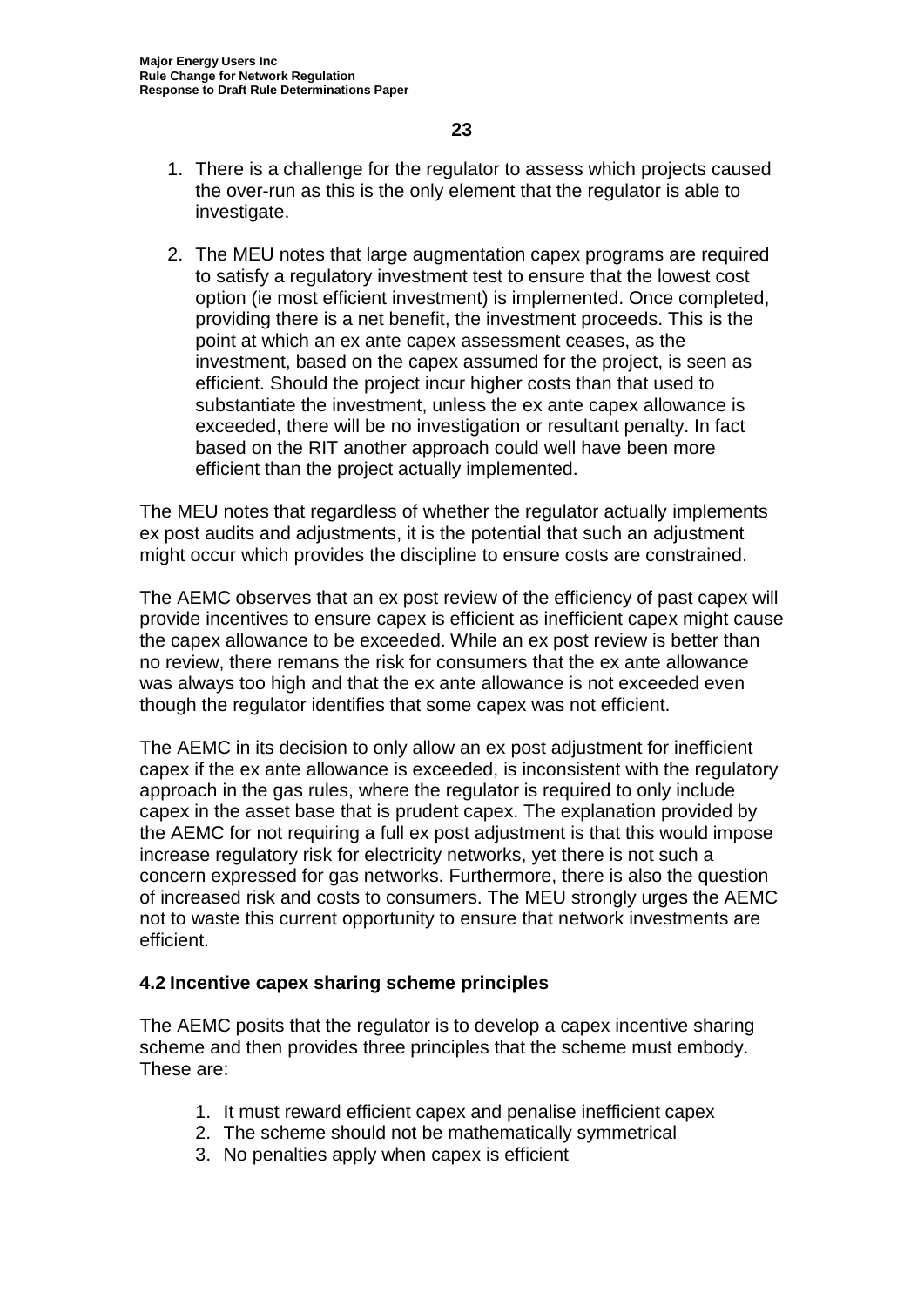1. There is a challenge for the regulator to assess which projects caused the over-run as this is the only element that the regulator is able to investigate.

2. The MEU notes that large augmentation capex programs are required to satisfy a regulatory investment test to ensure that the lowest cost option (ie most efficient investment) is implemented. Once completed, providing there is a net benefit, the investment proceeds. This is the point at which an ex ante capex assessment ceases, as the investment, based on the capex assumed for the project, is seen as efficient. Should the project incur higher costs than that used to substantiate the investment, unless the ex ante capex allowance is exceeded, there will be no investigation or resultant penalty. In fact based on the RIT another approach could well have been more efficient than the project actually implemented.

The MEU notes that regardless of whether the regulator actually implements ex post audits and adjustments, it is the potential that such an adjustment might occur which provides the discipline to ensure costs are constrained.

The AEMC observes that an ex post review of the efficiency of past capex will provide incentives to ensure capex is efficient as inefficient capex might cause the capex allowance to be exceeded. While an ex post review is better than no review, there remans the risk for consumers that the ex ante allowance was always too high and that the ex ante allowance is not exceeded even though the regulator identifies that some capex was not efficient.

The AEMC in its decision to only allow an ex post adjustment for inefficient capex if the ex ante allowance is exceeded, is inconsistent with the regulatory approach in the gas rules, where the regulator is required to only include capex in the asset base that is prudent capex. The explanation provided by the AEMC for not requiring a full ex post adjustment is that this would impose increase regulatory risk for electricity networks, yet there is not such a concern expressed for gas networks. Furthermore, there is also the question of increased risk and costs to consumers. The MEU strongly urges the AEMC not to waste this current opportunity to ensure that network investments are efficient.

## 4.2 Incentive capex sharing scheme principles

The AEMC posits that the regulator is to develop a capex incentive sharing scheme and then provides three principles that the scheme must embody. These are:

1. It must reward efficient capex and penalise inefficient capex
2. The scheme should not be mathematically symmetrical
3. No penalties apply when capex is efficient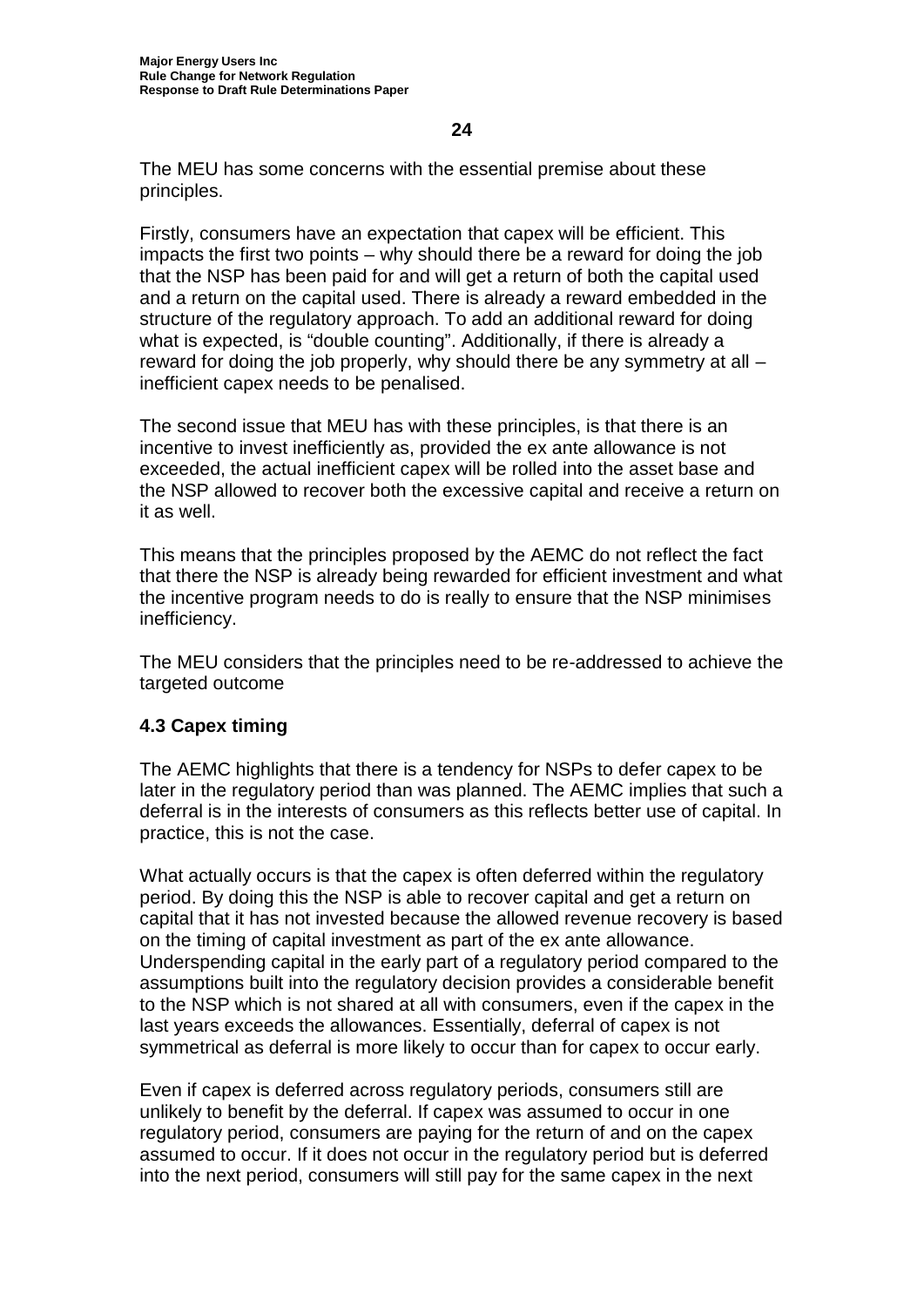The MEU has some concerns with the essential premise about these principles.

Firstly, consumers have an expectation that capex will be efficient. This impacts the first two points – why should there be a reward for doing the job that the NSP has been paid for and will get a return of both the capital used and a return on the capital used. There is already a reward embedded in the structure of the regulatory approach. To add an additional reward for doing what is expected, is "double counting". Additionally, if there is already a reward for doing the job properly, why should there be any symmetry at all – inefficient capex needs to be penalised.

The second issue that MEU has with these principles, is that there is an incentive to invest inefficiently as, provided the ex ante allowance is not exceeded, the actual inefficient capex will be rolled into the asset base and the NSP allowed to recover both the excessive capital and receive a return on it as well.

This means that the principles proposed by the AEMC do not reflect the fact that there the NSP is already being rewarded for efficient investment and what the incentive program needs to do is really to ensure that the NSP minimises inefficiency.

The MEU considers that the principles need to be re-addressed to achieve the targeted outcome

### 4.3 Capex timing

The AEMC highlights that there is a tendency for NSPs to defer capex to be later in the regulatory period than was planned. The AEMC implies that such a deferral is in the interests of consumers as this reflects better use of capital. In practice, this is not the case.

What actually occurs is that the capex is often deferred within the regulatory period. By doing this the NSP is able to recover capital and get a return on capital that it has not invested because the allowed revenue recovery is based on the timing of capital investment as part of the ex ante allowance. Underspending capital in the early part of a regulatory period compared to the assumptions built into the regulatory decision provides a considerable benefit to the NSP which is not shared at all with consumers, even if the capex in the last years exceeds the allowances. Essentially, deferral of capex is not symmetrical as deferral is more likely to occur than for capex to occur early.

Even if capex is deferred across regulatory periods, consumers still are unlikely to benefit by the deferral. If capex was assumed to occur in one regulatory period, consumers are paying for the return of and on the capex assumed to occur. If it does not occur in the regulatory period but is deferred into the next period, consumers will still pay for the same capex in the next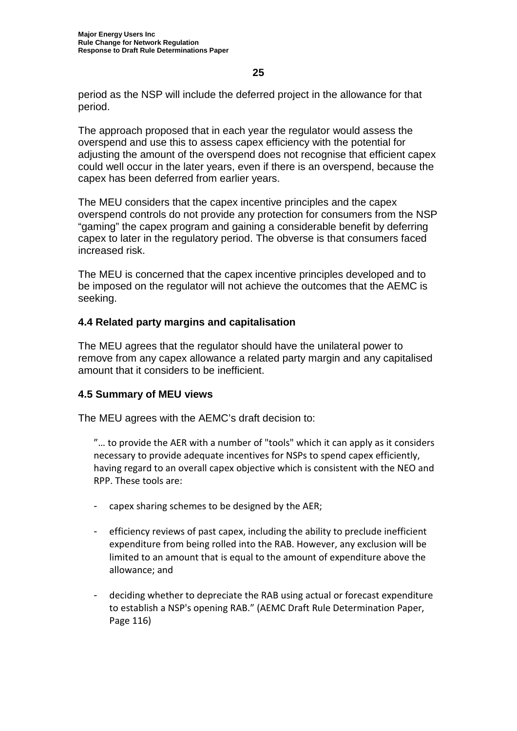period as the NSP will include the deferred project in the allowance for that period.

The approach proposed that in each year the regulator would assess the overspend and use this to assess capex efficiency with the potential for adjusting the amount of the overspend does not recognise that efficient capex could well occur in the later years, even if there is an overspend, because the capex has been deferred from earlier years.

The MEU considers that the capex incentive principles and the capex overspend controls do not provide any protection for consumers from the NSP "gaming" the capex program and gaining a considerable benefit by deferring capex to later in the regulatory period. The obverse is that consumers faced increased risk.

The MEU is concerned that the capex incentive principles developed and to be imposed on the regulator will not achieve the outcomes that the AEMC is seeking.

### 4.4 Related party margins and capitalisation

The MEU agrees that the regulator should have the unilateral power to remove from any capex allowance a related party margin and any capitalised amount that it considers to be inefficient.

### 4.5 Summary of MEU views

The MEU agrees with the AEMC's draft decision to:

> "… to provide the AER with a number of "tools" which it can apply as it considers necessary to provide adequate incentives for NSPs to spend capex efficiently, having regard to an overall capex objective which is consistent with the NEO and RPP. These tools are:
>
> - capex sharing schemes to be designed by the AER;
> - efficiency reviews of past capex, including the ability to preclude inefficient expenditure from being rolled into the RAB. However, any exclusion will be limited to an amount that is equal to the amount of expenditure above the allowance; and
> - deciding whether to depreciate the RAB using actual or forecast expenditure to establish a NSP's opening RAB." (AEMC Draft Rule Determination Paper, Page 116)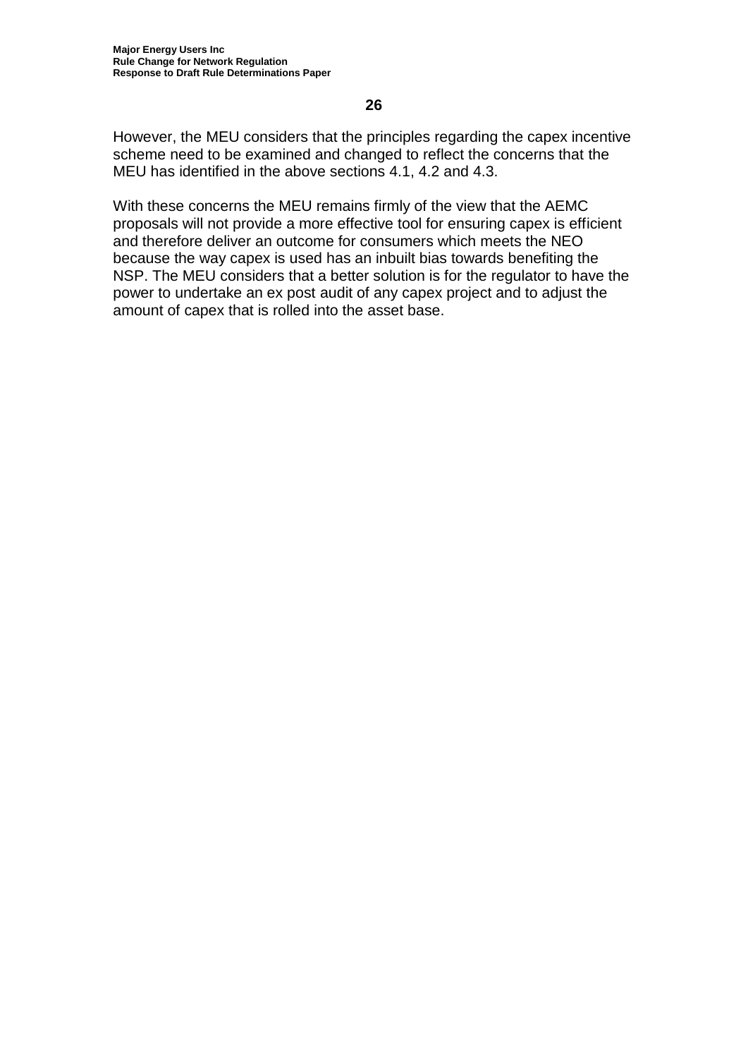However, the MEU considers that the principles regarding the capex incentive scheme need to be examined and changed to reflect the concerns that the MEU has identified in the above sections 4.1, 4.2 and 4.3.

With these concerns the MEU remains firmly of the view that the AEMC proposals will not provide a more effective tool for ensuring capex is efficient and therefore deliver an outcome for consumers which meets the NEO because the way capex is used has an inbuilt bias towards benefiting the NSP. The MEU considers that a better solution is for the regulator to have the power to undertake an ex post audit of any capex project and to adjust the amount of capex that is rolled into the asset base.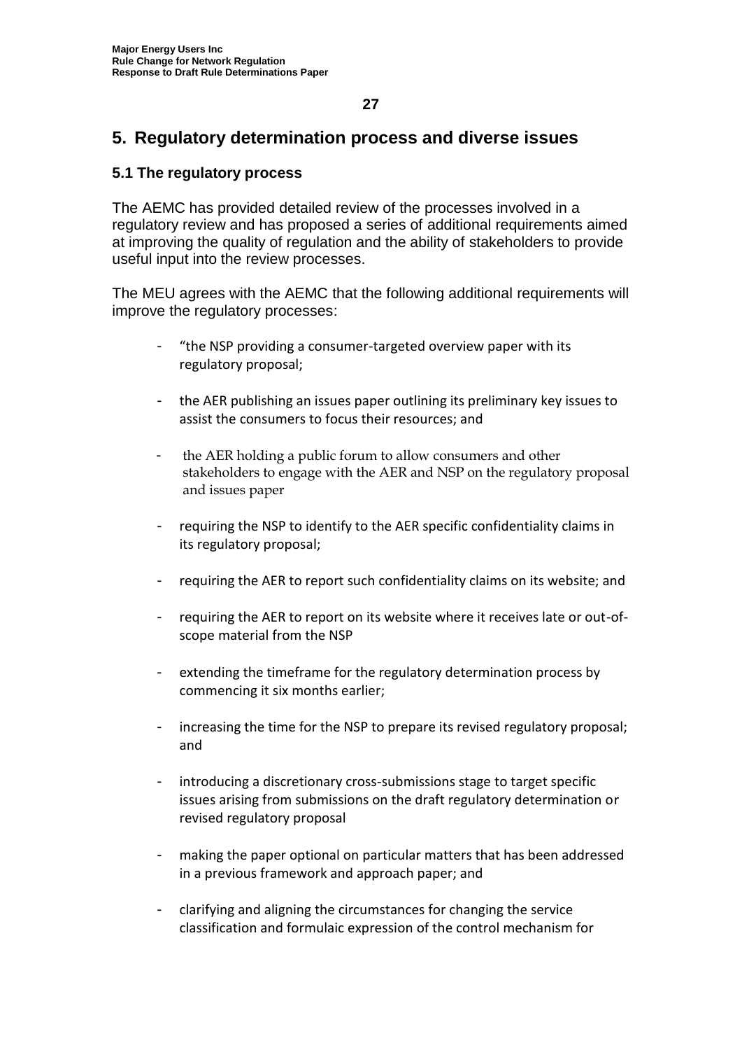## 5. Regulatory determination process and diverse issues

### 5.1 The regulatory process

The AEMC has provided detailed review of the processes involved in a regulatory review and has proposed a series of additional requirements aimed at improving the quality of regulation and the ability of stakeholders to provide useful input into the review processes.

The MEU agrees with the AEMC that the following additional requirements will improve the regulatory processes:

- "the NSP providing a consumer-targeted overview paper with its regulatory proposal;
- the AER publishing an issues paper outlining its preliminary key issues to assist the consumers to focus their resources; and
- the AER holding a public forum to allow consumers and other stakeholders to engage with the AER and NSP on the regulatory proposal and issues paper
- requiring the NSP to identify to the AER specific confidentiality claims in its regulatory proposal;
- requiring the AER to report such confidentiality claims on its website; and
- requiring the AER to report on its website where it receives late or out-of-scope material from the NSP
- extending the timeframe for the regulatory determination process by commencing it six months earlier;
- increasing the time for the NSP to prepare its revised regulatory proposal; and
- introducing a discretionary cross-submissions stage to target specific issues arising from submissions on the draft regulatory determination or revised regulatory proposal
- making the paper optional on particular matters that has been addressed in a previous framework and approach paper; and
- clarifying and aligning the circumstances for changing the service classification and formulaic expression of the control mechanism for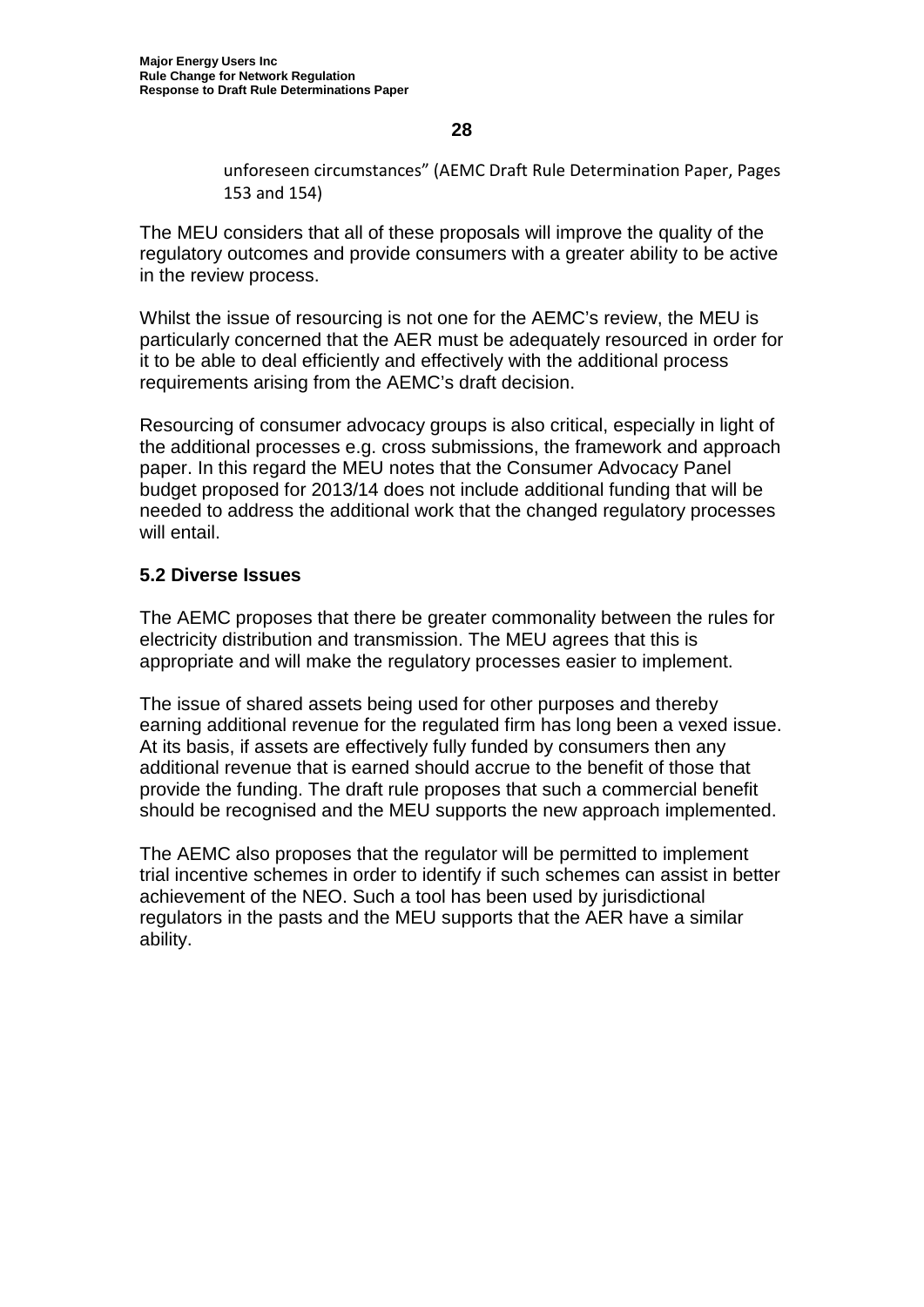> unforeseen circumstances" (AEMC Draft Rule Determination Paper, Pages 153 and 154)

The MEU considers that all of these proposals will improve the quality of the regulatory outcomes and provide consumers with a greater ability to be active in the review process.

Whilst the issue of resourcing is not one for the AEMC's review, the MEU is particularly concerned that the AER must be adequately resourced in order for it to be able to deal efficiently and effectively with the additional process requirements arising from the AEMC's draft decision.

Resourcing of consumer advocacy groups is also critical, especially in light of the additional processes e.g. cross submissions, the framework and approach paper. In this regard the MEU notes that the Consumer Advocacy Panel budget proposed for 2013/14 does not include additional funding that will be needed to address the additional work that the changed regulatory processes will entail.

### 5.2 Diverse Issues

The AEMC proposes that there be greater commonality between the rules for electricity distribution and transmission. The MEU agrees that this is appropriate and will make the regulatory processes easier to implement.

The issue of shared assets being used for other purposes and thereby earning additional revenue for the regulated firm has long been a vexed issue. At its basis, if assets are effectively fully funded by consumers then any additional revenue that is earned should accrue to the benefit of those that provide the funding. The draft rule proposes that such a commercial benefit should be recognised and the MEU supports the new approach implemented.

The AEMC also proposes that the regulator will be permitted to implement trial incentive schemes in order to identify if such schemes can assist in better achievement of the NEO. Such a tool has been used by jurisdictional regulators in the pasts and the MEU supports that the AER have a similar ability.